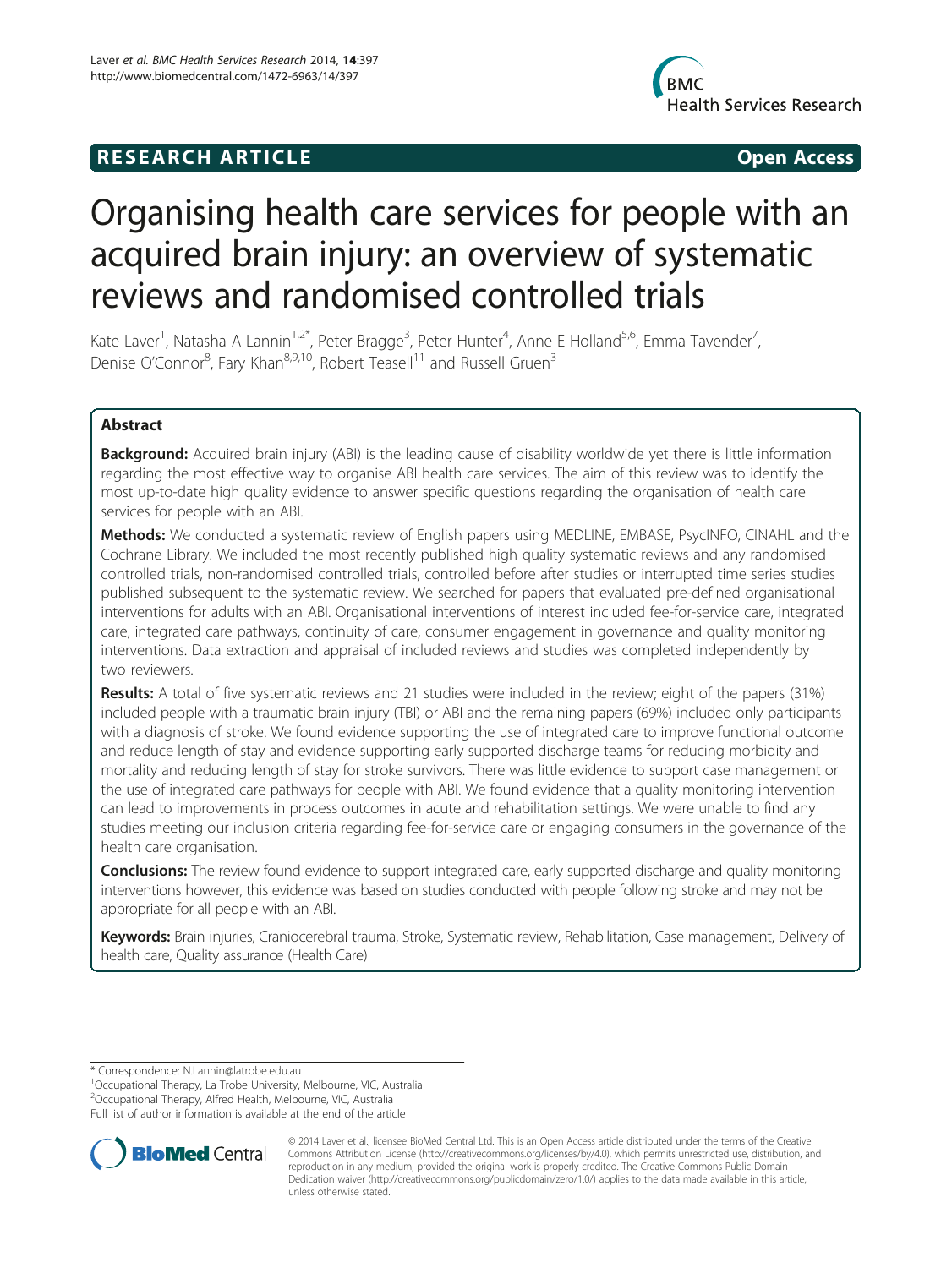**RESEARCH ARTICLE** **Open Access**

# Organising health care services for people with an acquired brain injury: an overview of systematic reviews and randomised controlled trials

Kate Laver[1], Natasha A Lannin[1,2*], Peter Bragge[3], Peter Hunter[4], Anne E Holland[5,6], Emma Tavender[7], Denise O'Connor[8], Fary Khan[8,9,10], Robert Teasell[11] and Russell Gruen[3]

## Abstract

**Background:** Acquired brain injury (ABI) is the leading cause of disability worldwide yet there is little information regarding the most effective way to organise ABI health care services. The aim of this review was to identify the most up-to-date high quality evidence to answer specific questions regarding the organisation of health care services for people with an ABI.

**Methods:** We conducted a systematic review of English papers using MEDLINE, EMBASE, PsycINFO, CINAHL and the Cochrane Library. We included the most recently published high quality systematic reviews and any randomised controlled trials, non-randomised controlled trials, controlled before after studies or interrupted time series studies published subsequent to the systematic review. We searched for papers that evaluated pre-defined organisational interventions for adults with an ABI. Organisational interventions of interest included fee-for-service care, integrated care, integrated care pathways, continuity of care, consumer engagement in governance and quality monitoring interventions. Data extraction and appraisal of included reviews and studies was completed independently by two reviewers.

**Results:** A total of five systematic reviews and 21 studies were included in the review; eight of the papers (31%) included people with a traumatic brain injury (TBI) or ABI and the remaining papers (69%) included only participants with a diagnosis of stroke. We found evidence supporting the use of integrated care to improve functional outcome and reduce length of stay and evidence supporting early supported discharge teams for reducing morbidity and mortality and reducing length of stay for stroke survivors. There was little evidence to support case management or the use of integrated care pathways for people with ABI. We found evidence that a quality monitoring intervention can lead to improvements in process outcomes in acute and rehabilitation settings. We were unable to find any studies meeting our inclusion criteria regarding fee-for-service care or engaging consumers in the governance of the health care organisation.

**Conclusions:** The review found evidence to support integrated care, early supported discharge and quality monitoring interventions however, this evidence was based on studies conducted with people following stroke and may not be appropriate for all people with an ABI.

**Keywords:** Brain injuries, Craniocerebral trauma, Stroke, Systematic review, Rehabilitation, Case management, Delivery of health care, Quality assurance (Health Care)

---

\* Correspondence: N.Lannin@latrobe.edu.au
[1]Occupational Therapy, La Trobe University, Melbourne, VIC, Australia
[2]Occupational Therapy, Alfred Health, Melbourne, VIC, Australia
Full list of author information is available at the end of the article

© 2014 Laver et al.; licensee BioMed Central Ltd. This is an Open Access article distributed under the terms of the Creative Commons Attribution License (http://creativecommons.org/licenses/by/4.0), which permits unrestricted use, distribution, and reproduction in any medium, provided the original work is properly credited. The Creative Commons Public Domain Dedication waiver (http://creativecommons.org/publicdomain/zero/1.0/) applies to the data made available in this article, unless otherwise stated.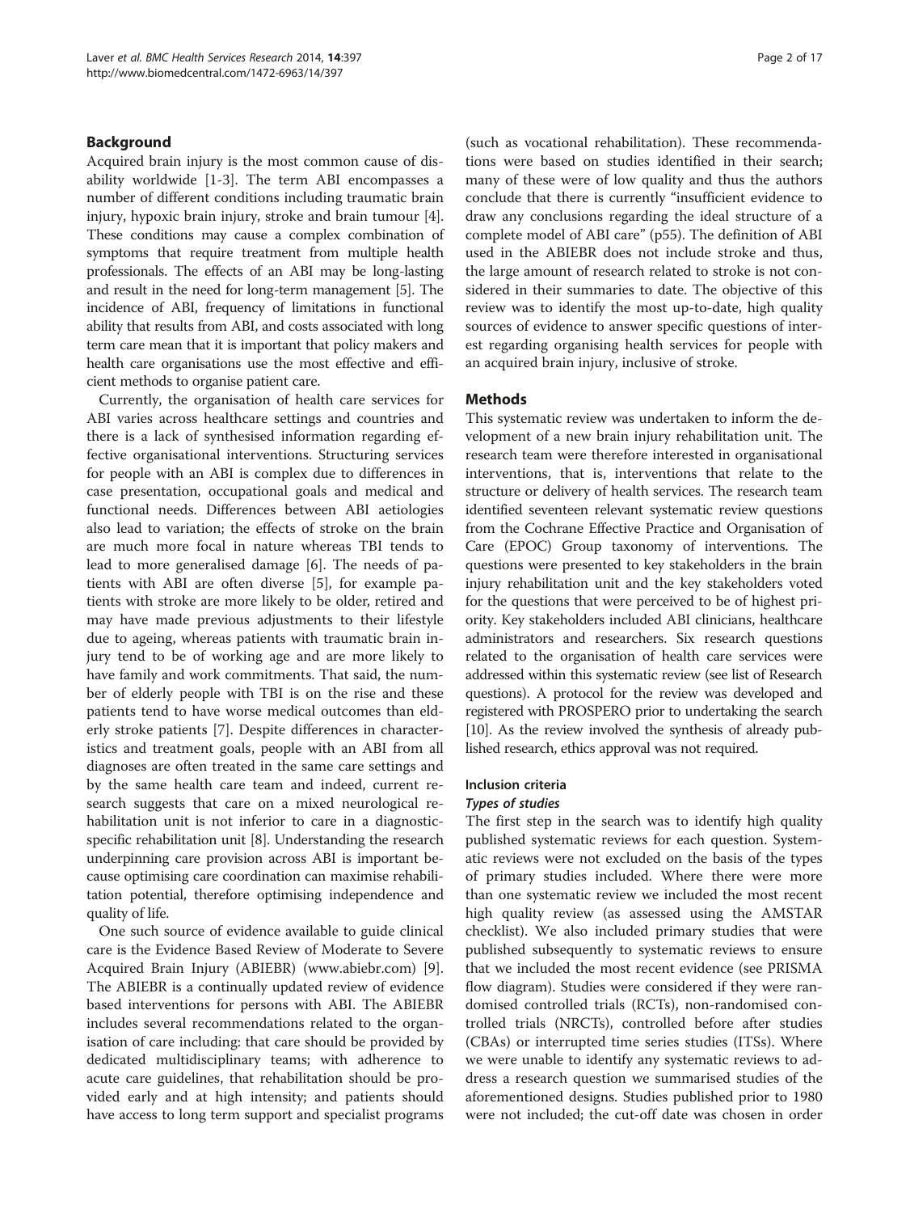## Background

Acquired brain injury is the most common cause of disability worldwide [1-3]. The term ABI encompasses a number of different conditions including traumatic brain injury, hypoxic brain injury, stroke and brain tumour [4]. These conditions may cause a complex combination of symptoms that require treatment from multiple health professionals. The effects of an ABI may be long-lasting and result in the need for long-term management [5]. The incidence of ABI, frequency of limitations in functional ability that results from ABI, and costs associated with long term care mean that it is important that policy makers and health care organisations use the most effective and efficient methods to organise patient care.

Currently, the organisation of health care services for ABI varies across healthcare settings and countries and there is a lack of synthesised information regarding effective organisational interventions. Structuring services for people with an ABI is complex due to differences in case presentation, occupational goals and medical and functional needs. Differences between ABI aetiologies also lead to variation; the effects of stroke on the brain are much more focal in nature whereas TBI tends to lead to more generalised damage [6]. The needs of patients with ABI are often diverse [5], for example patients with stroke are more likely to be older, retired and may have made previous adjustments to their lifestyle due to ageing, whereas patients with traumatic brain injury tend to be of working age and are more likely to have family and work commitments. That said, the number of elderly people with TBI is on the rise and these patients tend to have worse medical outcomes than elderly stroke patients [7]. Despite differences in characteristics and treatment goals, people with an ABI from all diagnoses are often treated in the same care settings and by the same health care team and indeed, current research suggests that care on a mixed neurological rehabilitation unit is not inferior to care in a diagnostic-specific rehabilitation unit [8]. Understanding the research underpinning care provision across ABI is important because optimising care coordination can maximise rehabilitation potential, therefore optimising independence and quality of life.

One such source of evidence available to guide clinical care is the Evidence Based Review of Moderate to Severe Acquired Brain Injury (ABIEBR) (www.abiebr.com) [9]. The ABIEBR is a continually updated review of evidence based interventions for persons with ABI. The ABIEBR includes several recommendations related to the organisation of care including: that care should be provided by dedicated multidisciplinary teams; with adherence to acute care guidelines, that rehabilitation should be provided early and at high intensity; and patients should have access to long term support and specialist programs (such as vocational rehabilitation). These recommendations were based on studies identified in their search; many of these were of low quality and thus the authors conclude that there is currently "insufficient evidence to draw any conclusions regarding the ideal structure of a complete model of ABI care" (p55). The definition of ABI used in the ABIEBR does not include stroke and thus, the large amount of research related to stroke is not considered in their summaries to date. The objective of this review was to identify the most up-to-date, high quality sources of evidence to answer specific questions of interest regarding organising health services for people with an acquired brain injury, inclusive of stroke.

## Methods

This systematic review was undertaken to inform the development of a new brain injury rehabilitation unit. The research team were therefore interested in organisational interventions, that is, interventions that relate to the structure or delivery of health services. The research team identified seventeen relevant systematic review questions from the Cochrane Effective Practice and Organisation of Care (EPOC) Group taxonomy of interventions. The questions were presented to key stakeholders in the brain injury rehabilitation unit and the key stakeholders voted for the questions that were perceived to be of highest priority. Key stakeholders included ABI clinicians, healthcare administrators and researchers. Six research questions related to the organisation of health care services were addressed within this systematic review (see list of Research questions). A protocol for the review was developed and registered with PROSPERO prior to undertaking the search [10]. As the review involved the synthesis of already published research, ethics approval was not required.

### Inclusion criteria

#### *Types of studies*

The first step in the search was to identify high quality published systematic reviews for each question. Systematic reviews were not excluded on the basis of the types of primary studies included. Where there were more than one systematic review we included the most recent high quality review (as assessed using the AMSTAR checklist). We also included primary studies that were published subsequently to systematic reviews to ensure that we included the most recent evidence (see PRISMA flow diagram). Studies were considered if they were randomised controlled trials (RCTs), non-randomised controlled trials (NRCTs), controlled before after studies (CBAs) or interrupted time series studies (ITSs). Where we were unable to identify any systematic reviews to address a research question we summarised studies of the aforementioned designs. Studies published prior to 1980 were not included; the cut-off date was chosen in order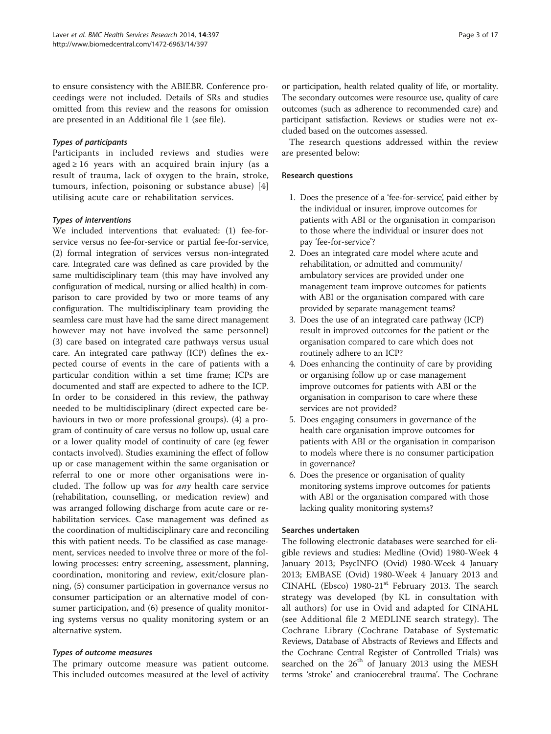to ensure consistency with the ABIEBR. Conference proceedings were not included. Details of SRs and studies omitted from this review and the reasons for omission are presented in an Additional file 1 (see file).

#### *Types of participants*

Participants in included reviews and studies were aged ≥ 16 years with an acquired brain injury (as a result of trauma, lack of oxygen to the brain, stroke, tumours, infection, poisoning or substance abuse) [4] utilising acute care or rehabilitation services.

#### *Types of interventions*

We included interventions that evaluated: (1) fee-for-service versus no fee-for-service or partial fee-for-service, (2) formal integration of services versus non-integrated care. Integrated care was defined as care provided by the same multidisciplinary team (this may have involved any configuration of medical, nursing or allied health) in comparison to care provided by two or more teams of any configuration. The multidisciplinary team providing the seamless care must have had the same direct management however may not have involved the same personnel) (3) care based on integrated care pathways versus usual care. An integrated care pathway (ICP) defines the expected course of events in the care of patients with a particular condition within a set time frame; ICPs are documented and staff are expected to adhere to the ICP. In order to be considered in this review, the pathway needed to be multidisciplinary (direct expected care behaviours in two or more professional groups). (4) a program of continuity of care versus no follow up, usual care or a lower quality model of continuity of care (eg fewer contacts involved). Studies examining the effect of follow up or case management within the same organisation or referral to one or more other organisations were included. The follow up was for *any* health care service (rehabilitation, counselling, or medication review) and was arranged following discharge from acute care or rehabilitation services. Case management was defined as the coordination of multidisciplinary care and reconciling this with patient needs. To be classified as case management, services needed to involve three or more of the following processes: entry screening, assessment, planning, coordination, monitoring and review, exit/closure planning, (5) consumer participation in governance versus no consumer participation or an alternative model of consumer participation, and (6) presence of quality monitoring systems versus no quality monitoring system or an alternative system.

#### *Types of outcome measures*

The primary outcome measure was patient outcome. This included outcomes measured at the level of activity or participation, health related quality of life, or mortality. The secondary outcomes were resource use, quality of care outcomes (such as adherence to recommended care) and participant satisfaction. Reviews or studies were not excluded based on the outcomes assessed.

The research questions addressed within the review are presented below:

### Research questions

1. Does the presence of a 'fee-for-service', paid either by the individual or insurer, improve outcomes for patients with ABI or the organisation in comparison to those where the individual or insurer does not pay 'fee-for-service'?
2. Does an integrated care model where acute and rehabilitation, or admitted and community/ ambulatory services are provided under one management team improve outcomes for patients with ABI or the organisation compared with care provided by separate management teams?
3. Does the use of an integrated care pathway (ICP) result in improved outcomes for the patient or the organisation compared to care which does not routinely adhere to an ICP?
4. Does enhancing the continuity of care by providing or organising follow up or case management improve outcomes for patients with ABI or the organisation in comparison to care where these services are not provided?
5. Does engaging consumers in governance of the health care organisation improve outcomes for patients with ABI or the organisation in comparison to models where there is no consumer participation in governance?
6. Does the presence or organisation of quality monitoring systems improve outcomes for patients with ABI or the organisation compared with those lacking quality monitoring systems?

### Searches undertaken

The following electronic databases were searched for eligible reviews and studies: Medline (Ovid) 1980-Week 4 January 2013; PsycINFO (Ovid) 1980-Week 4 January 2013; EMBASE (Ovid) 1980-Week 4 January 2013 and CINAHL (Ebsco) 1980-21st February 2013. The search strategy was developed (by KL in consultation with all authors) for use in Ovid and adapted for CINAHL (see Additional file 2 MEDLINE search strategy). The Cochrane Library (Cochrane Database of Systematic Reviews, Database of Abstracts of Reviews and Effects and the Cochrane Central Register of Controlled Trials) was searched on the 26th of January 2013 using the MESH terms 'stroke' and craniocerebral trauma'. The Cochrane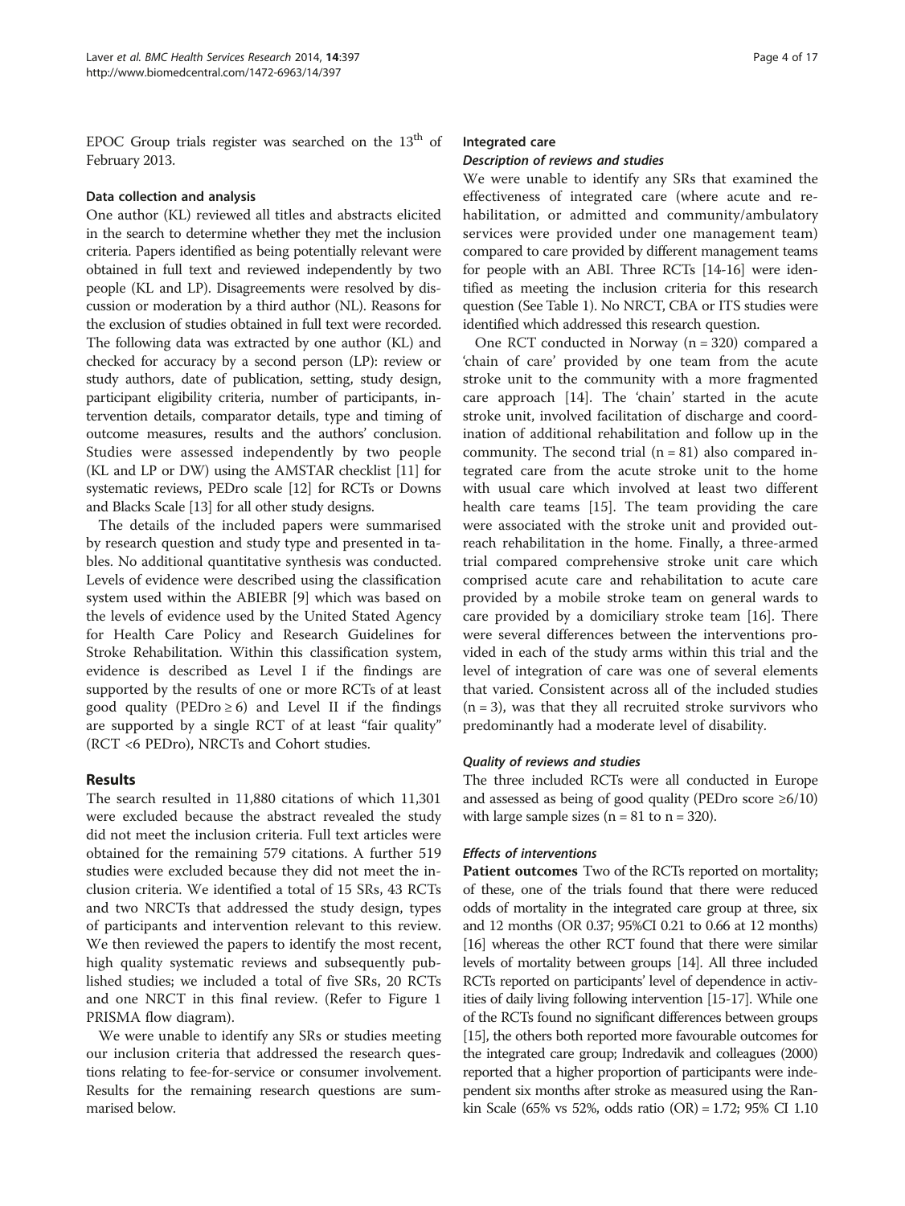EPOC Group trials register was searched on the 13th of February 2013.

### Data collection and analysis

One author (KL) reviewed all titles and abstracts elicited in the search to determine whether they met the inclusion criteria. Papers identified as being potentially relevant were obtained in full text and reviewed independently by two people (KL and LP). Disagreements were resolved by discussion or moderation by a third author (NL). Reasons for the exclusion of studies obtained in full text were recorded. The following data was extracted by one author (KL) and checked for accuracy by a second person (LP): review or study authors, date of publication, setting, study design, participant eligibility criteria, number of participants, intervention details, comparator details, type and timing of outcome measures, results and the authors' conclusion. Studies were assessed independently by two people (KL and LP or DW) using the AMSTAR checklist [11] for systematic reviews, PEDro scale [12] for RCTs or Downs and Blacks Scale [13] for all other study designs.

The details of the included papers were summarised by research question and study type and presented in tables. No additional quantitative synthesis was conducted. Levels of evidence were described using the classification system used within the ABIEBR [9] which was based on the levels of evidence used by the United Stated Agency for Health Care Policy and Research Guidelines for Stroke Rehabilitation. Within this classification system, evidence is described as Level I if the findings are supported by the results of one or more RCTs of at least good quality (PEDro ≥ 6) and Level II if the findings are supported by a single RCT of at least "fair quality" (RCT <6 PEDro), NRCTs and Cohort studies.

## Results

The search resulted in 11,880 citations of which 11,301 were excluded because the abstract revealed the study did not meet the inclusion criteria. Full text articles were obtained for the remaining 579 citations. A further 519 studies were excluded because they did not meet the inclusion criteria. We identified a total of 15 SRs, 43 RCTs and two NRCTs that addressed the study design, types of participants and intervention relevant to this review. We then reviewed the papers to identify the most recent, high quality systematic reviews and subsequently published studies; we included a total of five SRs, 20 RCTs and one NRCT in this final review. (Refer to Figure 1 PRISMA flow diagram).

We were unable to identify any SRs or studies meeting our inclusion criteria that addressed the research questions relating to fee-for-service or consumer involvement. Results for the remaining research questions are summarised below.

### Integrated care

#### *Description of reviews and studies*

We were unable to identify any SRs that examined the effectiveness of integrated care (where acute and rehabilitation, or admitted and community/ambulatory services were provided under one management team) compared to care provided by different management teams for people with an ABI. Three RCTs [14-16] were identified as meeting the inclusion criteria for this research question (See Table 1). No NRCT, CBA or ITS studies were identified which addressed this research question.

One RCT conducted in Norway (n = 320) compared a 'chain of care' provided by one team from the acute stroke unit to the community with a more fragmented care approach [14]. The 'chain' started in the acute stroke unit, involved facilitation of discharge and coordination of additional rehabilitation and follow up in the community. The second trial (n = 81) also compared integrated care from the acute stroke unit to the home with usual care which involved at least two different health care teams [15]. The team providing the care were associated with the stroke unit and provided outreach rehabilitation in the home. Finally, a three-armed trial compared comprehensive stroke unit care which comprised acute care and rehabilitation to acute care provided by a mobile stroke team on general wards to care provided by a domiciliary stroke team [16]. There were several differences between the interventions provided in each of the study arms within this trial and the level of integration of care was one of several elements that varied. Consistent across all of the included studies (n = 3), was that they all recruited stroke survivors who predominantly had a moderate level of disability.

#### *Quality of reviews and studies*

The three included RCTs were all conducted in Europe and assessed as being of good quality (PEDro score ≥6/10) with large sample sizes (n = 81 to n = 320).

#### *Effects of interventions*

**Patient outcomes** Two of the RCTs reported on mortality; of these, one of the trials found that there were reduced odds of mortality in the integrated care group at three, six and 12 months (OR 0.37; 95%CI 0.21 to 0.66 at 12 months) [16] whereas the other RCT found that there were similar levels of mortality between groups [14]. All three included RCTs reported on participants' level of dependence in activities of daily living following intervention [15-17]. While one of the RCTs found no significant differences between groups [15], the others both reported more favourable outcomes for the integrated care group; Indredavik and colleagues (2000) reported that a higher proportion of participants were independent six months after stroke as measured using the Rankin Scale (65% vs 52%, odds ratio (OR) = 1.72; 95% CI 1.10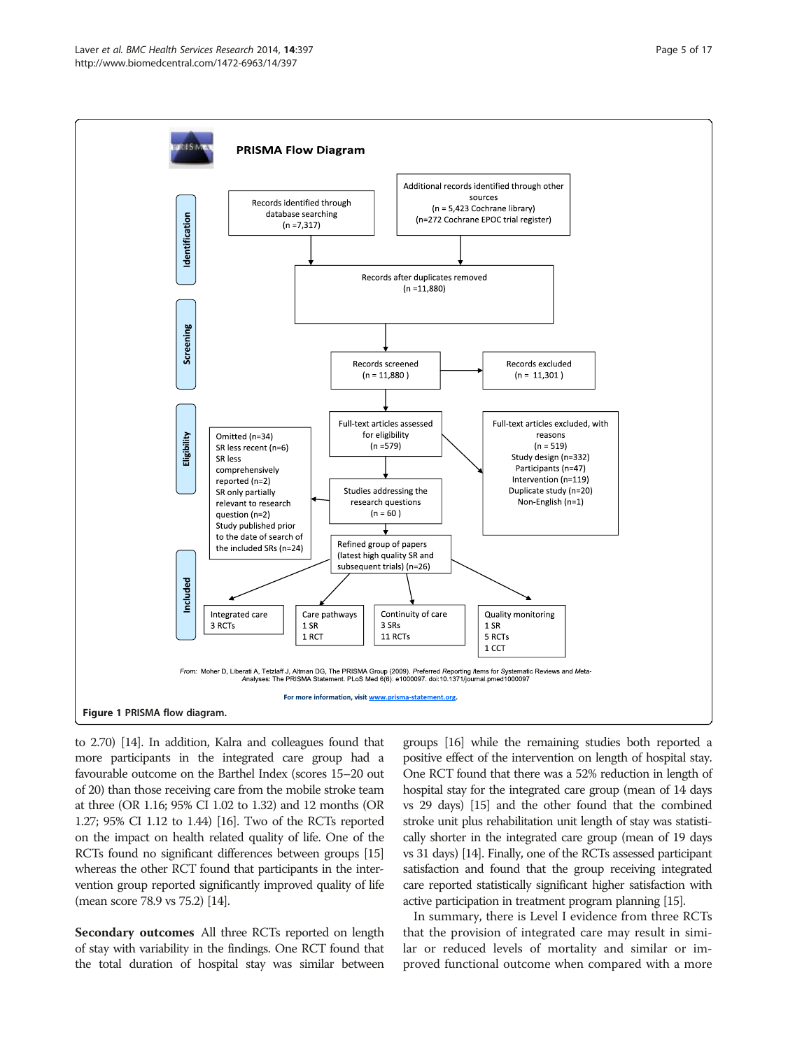**PRISMA Flow Diagram**

**Identification**

Records identified through database searching (n =7,317)

Additional records identified through other sources (n = 5,423 Cochrane library) (n=272 Cochrane EPOC trial register)

Records after duplicates removed (n =11,880)

**Screening**

Records screened (n = 11,880 )

Records excluded (n = 11,301 )

**Eligibility**

Full-text articles assessed for eligibility (n =579)

Full-text articles excluded, with reasons (n = 519)
Study design (n=332)
Participants (n=47)
Intervention (n=119)
Duplicate study (n=20)
Non-English (n=1)

Studies addressing the research questions (n = 60 )

Omitted (n=34)
SR less recent (n=6)
SR less comprehensively reported (n=2)
SR only partially relevant to research question (n=2)
Study published prior to the date of search of the included SRs (n=24)

Refined group of papers (latest high quality SR and subsequent trials) (n=26)

**Included**

Integrated care
3 RCTs

Care pathways
1 SR
1 RCT

Continuity of care
3 SRs
11 RCTs

Quality monitoring
1 SR
5 RCTs
1 CCT

*From:* Moher D, Liberati A, Tetzlaff J, Altman DG, The PRISMA Group (2009). *Preferred Reporting Items for Systematic Reviews and Meta-Analyses: The PRISMA Statement.* PLoS Med 6(6): e1000097. doi:10.1371/journal.pmed1000097

For more information, visit www.prisma-statement.org.

**Figure 1** PRISMA flow diagram.

to 2.70) [14]. In addition, Kalra and colleagues found that more participants in the integrated care group had a favourable outcome on the Barthel Index (scores 15–20 out of 20) than those receiving care from the mobile stroke team at three (OR 1.16; 95% CI 1.02 to 1.32) and 12 months (OR 1.27; 95% CI 1.12 to 1.44) [16]. Two of the RCTs reported on the impact on health related quality of life. One of the RCTs found no significant differences between groups [15] whereas the other RCT found that participants in the intervention group reported significantly improved quality of life (mean score 78.9 vs 75.2) [14].

**Secondary outcomes** All three RCTs reported on length of stay with variability in the findings. One RCT found that the total duration of hospital stay was similar between groups [16] while the remaining studies both reported a positive effect of the intervention on length of hospital stay. One RCT found that there was a 52% reduction in length of hospital stay for the integrated care group (mean of 14 days vs 29 days) [15] and the other found that the combined stroke unit plus rehabilitation unit length of stay was statistically shorter in the integrated care group (mean of 19 days vs 31 days) [14]. Finally, one of the RCTs assessed participant satisfaction and found that the group receiving integrated care reported statistically significant higher satisfaction with active participation in treatment program planning [15].

In summary, there is Level I evidence from three RCTs that the provision of integrated care may result in similar or reduced levels of mortality and similar or improved functional outcome when compared with a more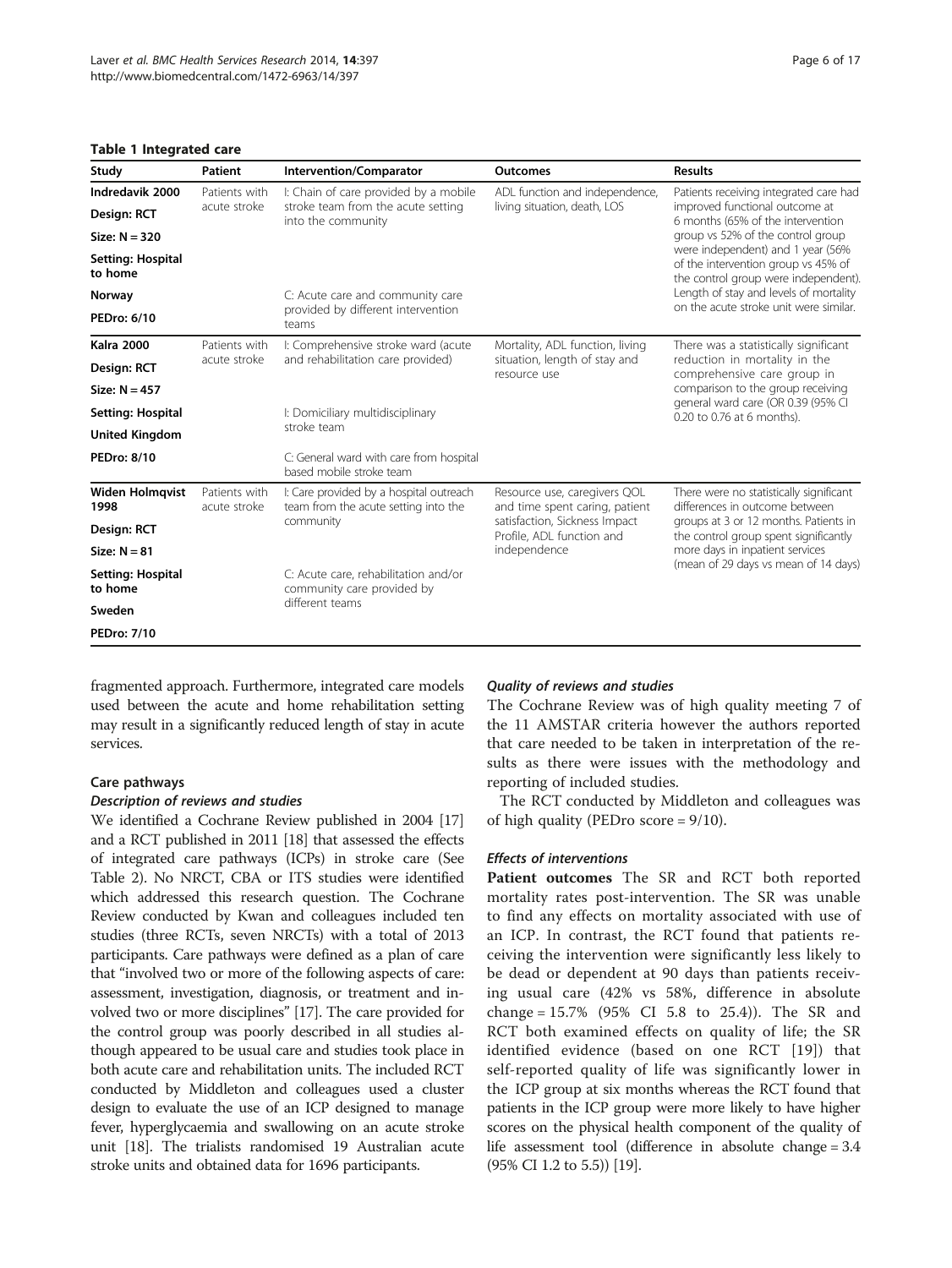**Table 1 Integrated care**

| Study | Patient | Intervention/Comparator | Outcomes | Results |
|---|---|---|---|---|
| **Indredavik 2000**<br>**Design: RCT**<br>**Size: N = 320**<br>**Setting: Hospital to home**<br>**Norway**<br>**PEDro: 6/10** | Patients with acute stroke | I: Chain of care provided by a mobile stroke team from the acute setting into the community<br>C: Acute care and community care provided by different intervention teams | ADL function and independence, living situation, death, LOS | Patients receiving integrated care had improved functional outcome at 6 months (65% of the intervention group vs 52% of the control group were independent) and 1 year (56% of the intervention group vs 45% of the control group were independent). Length of stay and levels of mortality on the acute stroke unit were similar. |
| **Kalra 2000**<br>**Design: RCT**<br>**Size: N = 457**<br>**Setting: Hospital**<br>**United Kingdom**<br>**PEDro: 8/10** | Patients with acute stroke | I: Comprehensive stroke ward (acute and rehabilitation care provided)<br>I: Domiciliary multidisciplinary stroke team<br>C: General ward with care from hospital based mobile stroke team | Mortality, ADL function, living situation, length of stay and resource use | There was a statistically significant reduction in mortality in the comprehensive care group in comparison to the group receiving general ward care (OR 0.39 (95% CI 0.20 to 0.76 at 6 months). |
| **Widen Holmqvist 1998**<br>**Design: RCT**<br>**Size: N = 81**<br>**Setting: Hospital to home**<br>**Sweden**<br>**PEDro: 7/10** | Patients with acute stroke | I: Care provided by a hospital outreach team from the acute setting into the community<br>C: Acute care, rehabilitation and/or community care provided by different teams | Resource use, caregivers QOL and time spent caring, patient satisfaction, Sickness Impact Profile, ADL function and independence | There were no statistically significant differences in outcome between groups at 3 or 12 months. Patients in the control group spent significantly more days in inpatient services (mean of 29 days vs mean of 14 days) |

fragmented approach. Furthermore, integrated care models used between the acute and home rehabilitation setting may result in a significantly reduced length of stay in acute services.

### Care pathways

#### *Description of reviews and studies*

We identified a Cochrane Review published in 2004 [17] and a RCT published in 2011 [18] that assessed the effects of integrated care pathways (ICPs) in stroke care (See Table 2). No NRCT, CBA or ITS studies were identified which addressed this research question. The Cochrane Review conducted by Kwan and colleagues included ten studies (three RCTs, seven NRCTs) with a total of 2013 participants. Care pathways were defined as a plan of care that "involved two or more of the following aspects of care: assessment, investigation, diagnosis, or treatment and involved two or more disciplines" [17]. The care provided for the control group was poorly described in all studies although appeared to be usual care and studies took place in both acute care and rehabilitation units. The included RCT conducted by Middleton and colleagues used a cluster design to evaluate the use of an ICP designed to manage fever, hyperglycaemia and swallowing on an acute stroke unit [18]. The trialists randomised 19 Australian acute stroke units and obtained data for 1696 participants.

#### *Quality of reviews and studies*

The Cochrane Review was of high quality meeting 7 of the 11 AMSTAR criteria however the authors reported that care needed to be taken in interpretation of the results as there were issues with the methodology and reporting of included studies.

The RCT conducted by Middleton and colleagues was of high quality (PEDro score = 9/10).

#### *Effects of interventions*

**Patient outcomes** The SR and RCT both reported mortality rates post-intervention. The SR was unable to find any effects on mortality associated with use of an ICP. In contrast, the RCT found that patients receiving the intervention were significantly less likely to be dead or dependent at 90 days than patients receiving usual care (42% vs 58%, difference in absolute change = 15.7% (95% CI 5.8 to 25.4)). The SR and RCT both examined effects on quality of life; the SR identified evidence (based on one RCT [19]) that self-reported quality of life was significantly lower in the ICP group at six months whereas the RCT found that patients in the ICP group were more likely to have higher scores on the physical health component of the quality of life assessment tool (difference in absolute change = 3.4 (95% CI 1.2 to 5.5)) [19].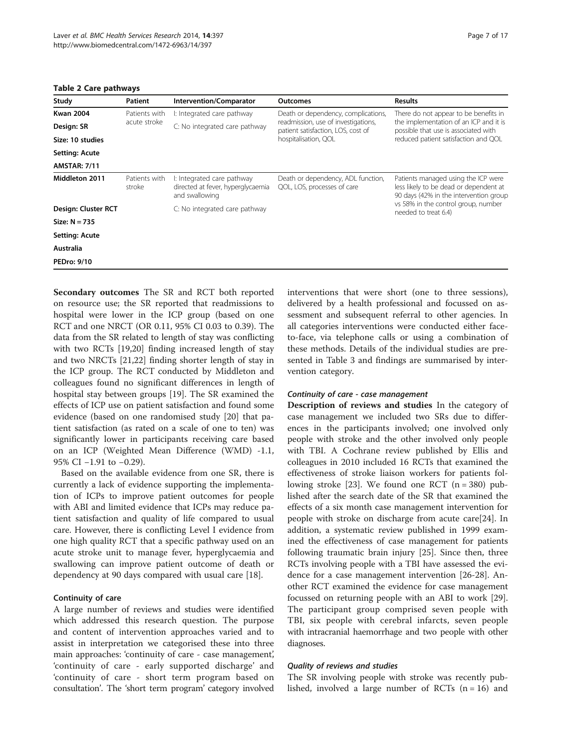**Table 2 Care pathways**

| Study | Patient | Intervention/Comparator | Outcomes | Results |
|---|---|---|---|---|
| **Kwan 2004**<br>**Design: SR**<br>**Size: 10 studies**<br>**Setting: Acute**<br>**AMSTAR: 7/11** | Patients with acute stroke | I: Integrated care pathway<br>C: No integrated care pathway | Death or dependency, complications, readmission, use of investigations, patient satisfaction, LOS, cost of hospitalisation, QOL | There do not appear to be benefits in the implementation of an ICP and it is possible that use is associated with reduced patient satisfaction and QOL |
| **Middleton 2011**<br>**Design: Cluster RCT**<br>**Size: N = 735**<br>**Setting: Acute**<br>**Australia**<br>**PEDro: 9/10** | Patients with stroke | I: Integrated care pathway directed at fever, hyperglycaemia and swallowing<br>C: No integrated care pathway | Death or dependency, ADL function, QOL, LOS, processes of care | Patients managed using the ICP were less likely to be dead or dependent at 90 days (42% in the intervention group vs 58% in the control group, number needed to treat 6.4) |

**Secondary outcomes** The SR and RCT both reported on resource use; the SR reported that readmissions to hospital were lower in the ICP group (based on one RCT and one NRCT (OR 0.11, 95% CI 0.03 to 0.39). The data from the SR related to length of stay was conflicting with two RCTs [19,20] finding increased length of stay and two NRCTs [21,22] finding shorter length of stay in the ICP group. The RCT conducted by Middleton and colleagues found no significant differences in length of hospital stay between groups [19]. The SR examined the effects of ICP use on patient satisfaction and found some evidence (based on one randomised study [20] that patient satisfaction (as rated on a scale of one to ten) was significantly lower in participants receiving care based on an ICP (Weighted Mean Difference (WMD) -1.1, 95% CI −1.91 to −0.29).

Based on the available evidence from one SR, there is currently a lack of evidence supporting the implementation of ICPs to improve patient outcomes for people with ABI and limited evidence that ICPs may reduce patient satisfaction and quality of life compared to usual care. However, there is conflicting Level I evidence from one high quality RCT that a specific pathway used on an acute stroke unit to manage fever, hyperglycaemia and swallowing can improve patient outcome of death or dependency at 90 days compared with usual care [18].

### Continuity of care

A large number of reviews and studies were identified which addressed this research question. The purpose and content of intervention approaches varied and to assist in interpretation we categorised these into three main approaches: 'continuity of care - case management', 'continuity of care - early supported discharge' and 'continuity of care - short term program based on consultation'. The 'short term program' category involved interventions that were short (one to three sessions), delivered by a health professional and focussed on assessment and subsequent referral to other agencies. In all categories interventions were conducted either face-to-face, via telephone calls or using a combination of these methods. Details of the individual studies are presented in Table 3 and findings are summarised by intervention category.

#### *Continuity of care - case management*

**Description of reviews and studies** In the category of case management we included two SRs due to differences in the participants involved; one involved only people with stroke and the other involved only people with TBI. A Cochrane review published by Ellis and colleagues in 2010 included 16 RCTs that examined the effectiveness of stroke liaison workers for patients following stroke [23]. We found one RCT (n = 380) published after the search date of the SR that examined the effects of a six month case management intervention for people with stroke on discharge from acute care[24]. In addition, a systematic review published in 1999 examined the effectiveness of case management for patients following traumatic brain injury [25]. Since then, three RCTs involving people with a TBI have assessed the evidence for a case management intervention [26-28]. Another RCT examined the evidence for case management focussed on returning people with an ABI to work [29]. The participant group comprised seven people with TBI, six people with cerebral infarcts, seven people with intracranial haemorrhage and two people with other diagnoses.

#### *Quality of reviews and studies*

The SR involving people with stroke was recently published, involved a large number of RCTs (n = 16) and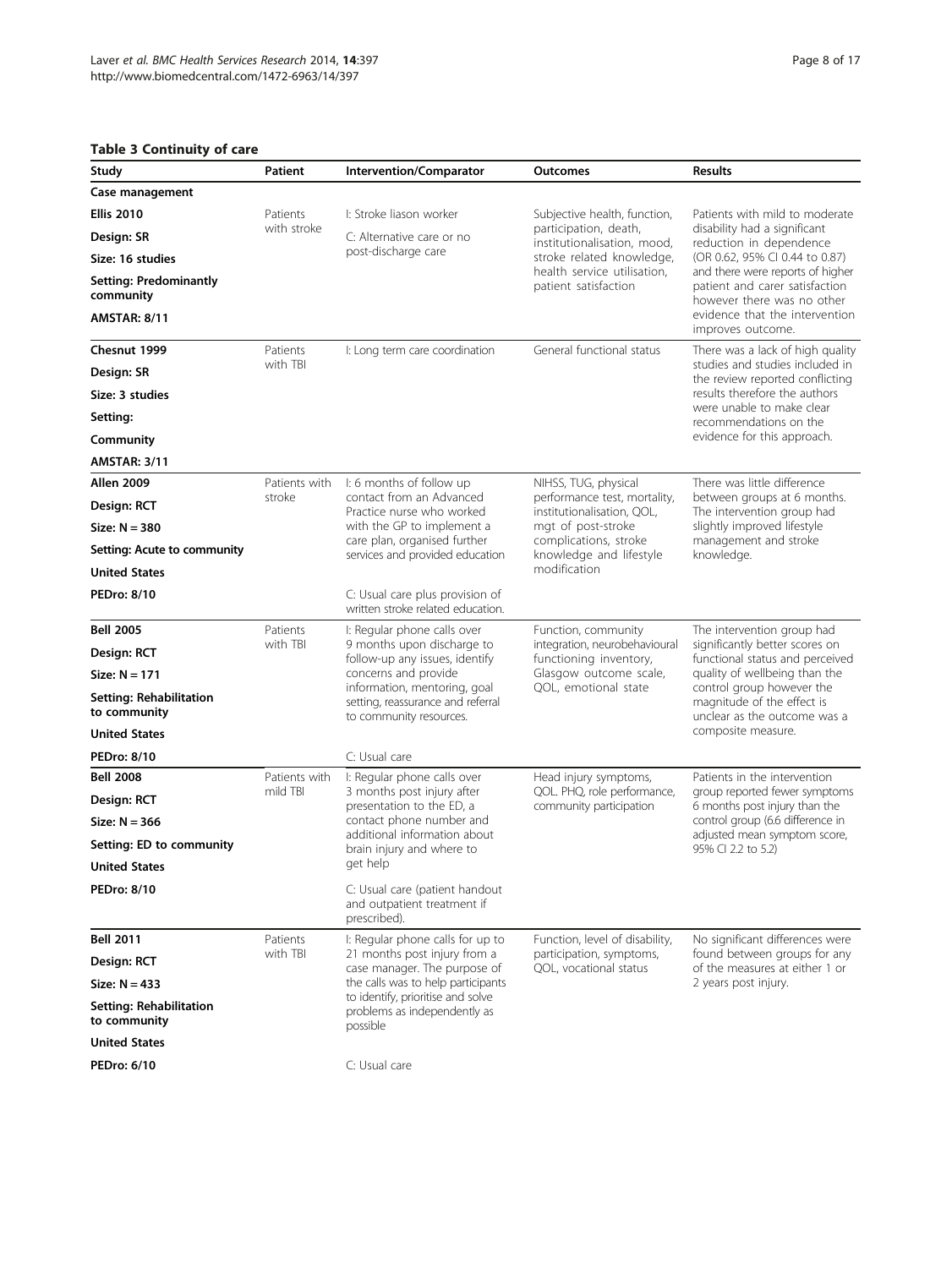**Table 3 Continuity of care**

| Study | Patient | Intervention/Comparator | Outcomes | Results |
|---|---|---|---|---|
| **Case management** | | | | |
| **Ellis 2010**<br>**Design: SR**<br>**Size: 16 studies**<br>**Setting: Predominantly community**<br>**AMSTAR: 8/11** | Patients with stroke | I: Stroke liason worker<br>C: Alternative care or no post-discharge care | Subjective health, function, participation, death, institutionalisation, mood, stroke related knowledge, health service utilisation, patient satisfaction | Patients with mild to moderate disability had a significant reduction in dependence (OR 0.62, 95% CI 0.44 to 0.87) and there were reports of higher patient and carer satisfaction however there was no other evidence that the intervention improves outcome. |
| **Chesnut 1999**<br>**Design: SR**<br>**Size: 3 studies**<br>**Setting:**<br>**Community**<br>**AMSTAR: 3/11** | Patients with TBI | I: Long term care coordination | General functional status | There was a lack of high quality studies and studies included in the review reported conflicting results therefore the authors were unable to make clear recommendations on the evidence for this approach. |
| **Allen 2009**<br>**Design: RCT**<br>**Size: N = 380**<br>**Setting: Acute to community**<br>**United States**<br>**PEDro: 8/10** | Patients with stroke | I: 6 months of follow up contact from an Advanced Practice nurse who worked with the GP to implement a care plan, organised further services and provided education<br>C: Usual care plus provision of written stroke related education. | NIHSS, TUG, physical performance test, mortality, institutionalisation, QOL, mgt of post-stroke complications, stroke knowledge and lifestyle modification | There was little difference between groups at 6 months. The intervention group had slightly improved lifestyle management and stroke knowledge. |
| **Bell 2005**<br>**Design: RCT**<br>**Size: N = 171**<br>**Setting: Rehabilitation to community**<br>**United States**<br>**PEDro: 8/10** | Patients with TBI | I: Regular phone calls over 9 months upon discharge to follow-up any issues, identify concerns and provide information, mentoring, goal setting, reassurance and referral to community resources.<br>C: Usual care | Function, community integration, neurobehavioural functioning inventory, Glasgow outcome scale, QOL, emotional state | The intervention group had significantly better scores on functional status and perceived quality of wellbeing than the control group however the magnitude of the effect is unclear as the outcome was a composite measure. |
| **Bell 2008**<br>**Design: RCT**<br>**Size: N = 366**<br>**Setting: ED to community**<br>**United States**<br>**PEDro: 8/10** | Patients with mild TBI | I: Regular phone calls over 3 months post injury after presentation to the ED, a contact phone number and additional information about brain injury and where to get help<br>C: Usual care (patient handout and outpatient treatment if prescribed). | Head injury symptoms, QOL. PHQ, role performance, community participation | Patients in the intervention group reported fewer symptoms 6 months post injury than the control group (6.6 difference in adjusted mean symptom score, 95% CI 2.2 to 5.2) |
| **Bell 2011**<br>**Design: RCT**<br>**Size: N = 433**<br>**Setting: Rehabilitation to community**<br>**United States**<br>**PEDro: 6/10** | Patients with TBI | I: Regular phone calls for up to 21 months post injury from a case manager. The purpose of the calls was to help participants to identify, prioritise and solve problems as independently as possible<br>C: Usual care | Function, level of disability, participation, symptoms, QOL, vocational status | No significant differences were found between groups for any of the measures at either 1 or 2 years post injury. |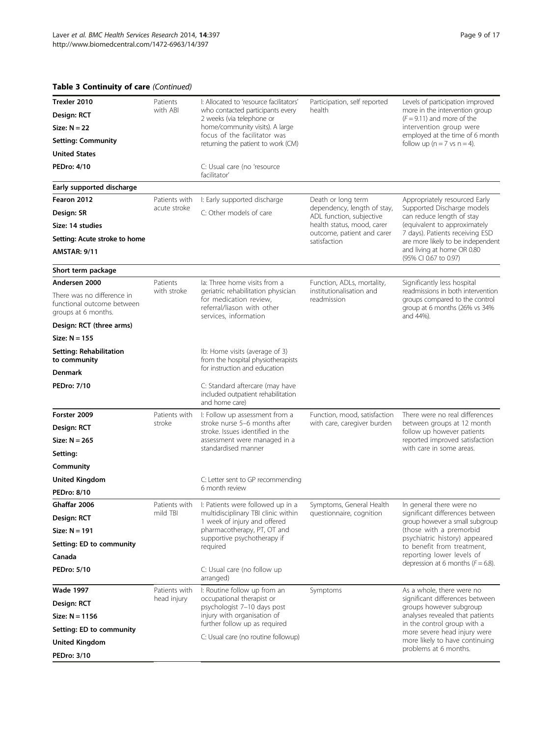**Table 3 Continuity of care** *(Continued)*

| | | | | |
|---|---|---|---|---|
| **Trexler 2010**<br>**Design: RCT**<br>**Size: N = 22**<br>**Setting: Community**<br>**United States**<br>**PEDro: 4/10** | Patients with ABI | I: Allocated to 'resource facilitators' who contacted participants every 2 weeks (via telephone or home/community visits). A large focus of the facilitator was returning the patient to work (CM)<br>C: Usual care (no 'resource facilitator' | Participation, self reported health | Levels of participation improved more in the intervention group ($F = 9.11$) and more of the intervention group were employed at the time of 6 month follow up (n = 7 vs n = 4). |
| **Early supported discharge** | | | | |
| **Fearon 2012**<br>**Design: SR**<br>**Size: 14 studies**<br>**Setting: Acute stroke to home**<br>**AMSTAR: 9/11** | Patients with acute stroke | I: Early supported discharge<br>C: Other models of care | Death or long term dependency, length of stay, ADL function, subjective health status, mood, carer outcome, patient and carer satisfaction | Appropriately resourced Early Supported Discharge models can reduce length of stay (equivalent to approximately 7 days). Patients receiving ESD are more likely to be independent and living at home OR 0.80 (95% CI 0.67 to 0.97) |
| **Short term package** | | | | |
| **Andersen 2000**<br>There was no difference in functional outcome between groups at 6 months.<br>**Design: RCT (three arms)**<br>**Size: N = 155**<br>**Setting: Rehabilitation to community**<br>**Denmark**<br>**PEDro: 7/10** | Patients with stroke | Ia: Three home visits from a geriatric rehabilitation physician for medication review, referral/liason with other services, information<br>Ib: Home visits (average of 3) from the hospital physiotherapists for instruction and education<br>C: Standard aftercare (may have included outpatient rehabilitation and home care) | Function, ADLs, mortality, institutionalisation and readmission | Significantly less hospital readmissions in both intervention groups compared to the control group at 6 months (26% vs 34% and 44%). |
| **Forster 2009**<br>**Design: RCT**<br>**Size: N = 265**<br>**Setting:**<br>**Community**<br>**United Kingdom**<br>**PEDro: 8/10** | Patients with stroke | I: Follow up assessment from a stroke nurse 5–6 months after stroke. Issues identified in the assessment were managed in a standardised manner<br>C: Letter sent to GP recommending 6 month review | Function, mood, satisfaction with care, caregiver burden | There were no real differences between groups at 12 month follow up however patients reported improved satisfaction with care in some areas. |
| **Ghaffar 2006**<br>**Design: RCT**<br>**Size: N = 191**<br>**Setting: ED to community**<br>**Canada**<br>**PEDro: 5/10** | Patients with mild TBI | I: Patients were followed up in a multidisciplinary TBI clinic within 1 week of injury and offered pharmacotherapy, PT, OT and supportive psychotherapy if required<br>C: Usual care (no follow up arranged) | Symptoms, General Health questionnaire, cognition | In general there were no significant differences between group however a small subgroup (those with a premorbid psychiatric history) appeared to benefit from treatment, reporting lower levels of depression at 6 months ($F = 6.8$). |
| **Wade 1997**<br>**Design: RCT**<br>**Size: N = 1156**<br>**Setting: ED to community**<br>**United Kingdom**<br>**PEDro: 3/10** | Patients with head injury | I: Routine follow up from an occupational therapist or psychologist 7–10 days post injury with organisation of further follow up as required<br>C: Usual care (no routine followup) | Symptoms | As a whole, there were no significant differences between groups however subgroup analyses revealed that patients in the control group with a more severe head injury were more likely to have continuing problems at 6 months. |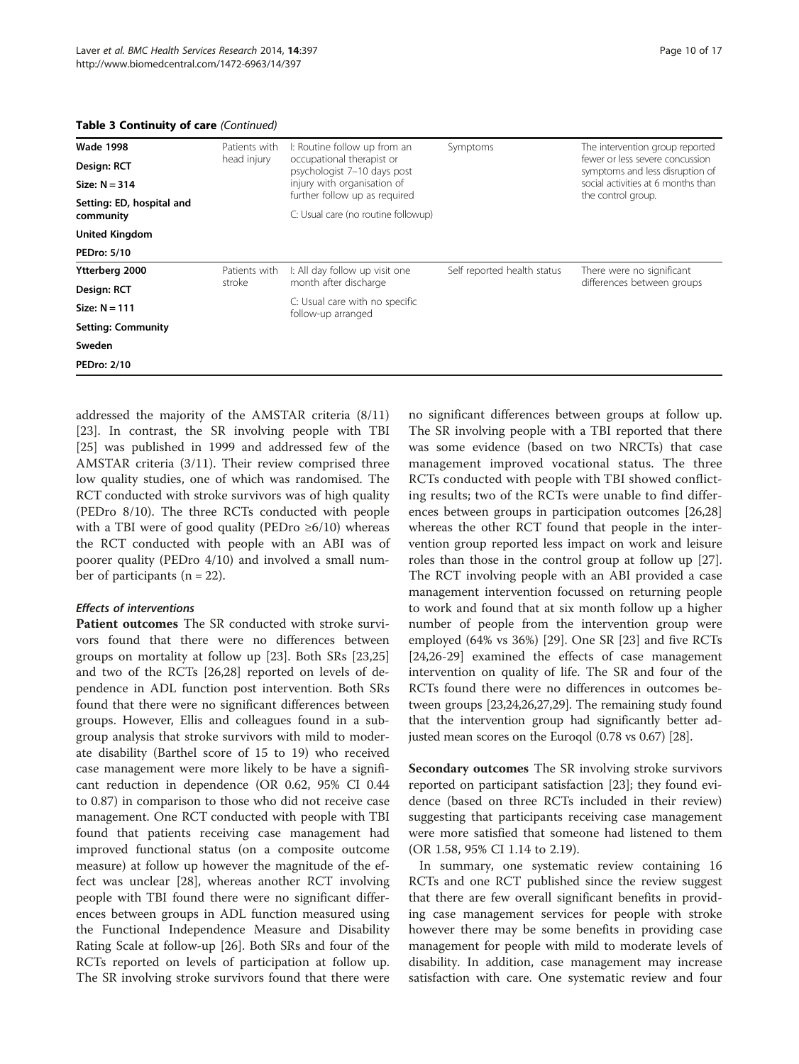**Table 3 Continuity of care** *(Continued)*

| | | | | |
|---|---|---|---|---|
| **Wade 1998**<br>**Design: RCT**<br>**Size: N = 314**<br>**Setting: ED, hospital and community**<br>**United Kingdom**<br>**PEDro: 5/10** | Patients with head injury | I: Routine follow up from an occupational therapist or psychologist 7–10 days post injury with organisation of further follow up as required<br>C: Usual care (no routine followup) | Symptoms | The intervention group reported fewer or less severe concussion symptoms and less disruption of social activities at 6 months than the control group. |
| **Ytterberg 2000**<br>**Design: RCT**<br>**Size: N = 111**<br>**Setting: Community**<br>**Sweden**<br>**PEDro: 2/10** | Patients with stroke | I: All day follow up visit one month after discharge<br>C: Usual care with no specific follow-up arranged | Self reported health status | There were no significant differences between groups |

addressed the majority of the AMSTAR criteria (8/11) [23]. In contrast, the SR involving people with TBI [25] was published in 1999 and addressed few of the AMSTAR criteria (3/11). Their review comprised three low quality studies, one of which was randomised. The RCT conducted with stroke survivors was of high quality (PEDro 8/10). The three RCTs conducted with people with a TBI were of good quality (PEDro ≥6/10) whereas the RCT conducted with people with an ABI was of poorer quality (PEDro 4/10) and involved a small number of participants (n = 22).

#### *Effects of interventions*

**Patient outcomes** The SR conducted with stroke survivors found that there were no differences between groups on mortality at follow up [23]. Both SRs [23,25] and two of the RCTs [26,28] reported on levels of dependence in ADL function post intervention. Both SRs found that there were no significant differences between groups. However, Ellis and colleagues found in a subgroup analysis that stroke survivors with mild to moderate disability (Barthel score of 15 to 19) who received case management were more likely to be have a significant reduction in dependence (OR 0.62, 95% CI 0.44 to 0.87) in comparison to those who did not receive case management. One RCT conducted with people with TBI found that patients receiving case management had improved functional status (on a composite outcome measure) at follow up however the magnitude of the effect was unclear [28], whereas another RCT involving people with TBI found there were no significant differences between groups in ADL function measured using the Functional Independence Measure and Disability Rating Scale at follow-up [26]. Both SRs and four of the RCTs reported on levels of participation at follow up. The SR involving stroke survivors found that there were no significant differences between groups at follow up. The SR involving people with a TBI reported that there was some evidence (based on two NRCTs) that case management improved vocational status. The three RCTs conducted with people with TBI showed conflicting results; two of the RCTs were unable to find differences between groups in participation outcomes [26,28] whereas the other RCT found that people in the intervention group reported less impact on work and leisure roles than those in the control group at follow up [27]. The RCT involving people with an ABI provided a case management intervention focussed on returning people to work and found that at six month follow up a higher number of people from the intervention group were employed (64% vs 36%) [29]. One SR [23] and five RCTs [24,26-29] examined the effects of case management intervention on quality of life. The SR and four of the RCTs found there were no differences in outcomes between groups [23,24,26,27,29]. The remaining study found that the intervention group had significantly better adjusted mean scores on the Euroqol (0.78 vs 0.67) [28].

**Secondary outcomes** The SR involving stroke survivors reported on participant satisfaction [23]; they found evidence (based on three RCTs included in their review) suggesting that participants receiving case management were more satisfied that someone had listened to them (OR 1.58, 95% CI 1.14 to 2.19).

In summary, one systematic review containing 16 RCTs and one RCT published since the review suggest that there are few overall significant benefits in providing case management services for people with stroke however there may be some benefits in providing case management for people with mild to moderate levels of disability. In addition, case management may increase satisfaction with care. One systematic review and four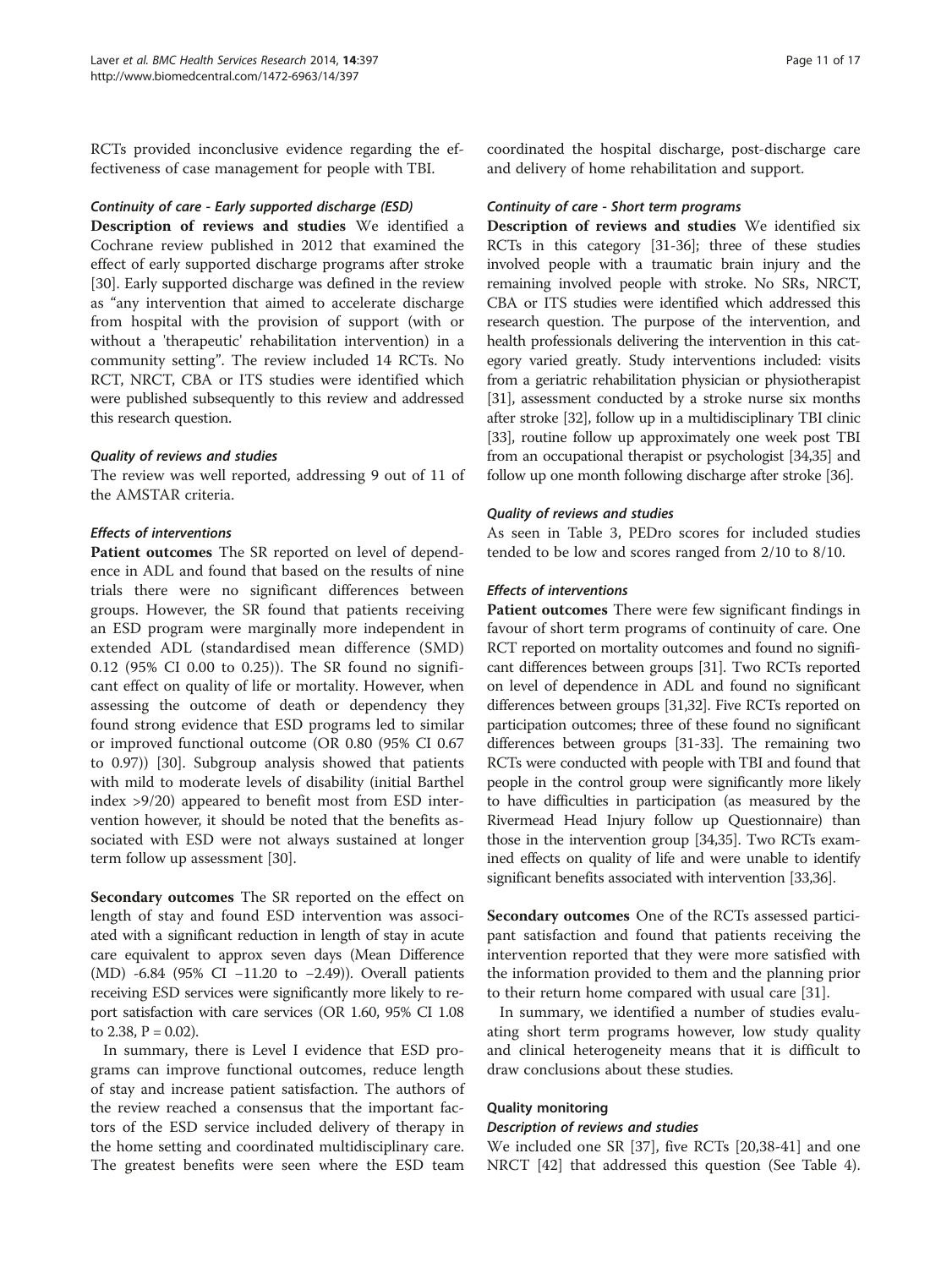RCTs provided inconclusive evidence regarding the effectiveness of case management for people with TBI.

#### *Continuity of care - Early supported discharge (ESD)*

**Description of reviews and studies** We identified a Cochrane review published in 2012 that examined the effect of early supported discharge programs after stroke [30]. Early supported discharge was defined in the review as "any intervention that aimed to accelerate discharge from hospital with the provision of support (with or without a 'therapeutic' rehabilitation intervention) in a community setting". The review included 14 RCTs. No RCT, NRCT, CBA or ITS studies were identified which were published subsequently to this review and addressed this research question.

#### *Quality of reviews and studies*

The review was well reported, addressing 9 out of 11 of the AMSTAR criteria.

#### *Effects of interventions*

**Patient outcomes** The SR reported on level of dependence in ADL and found that based on the results of nine trials there were no significant differences between groups. However, the SR found that patients receiving an ESD program were marginally more independent in extended ADL (standardised mean difference (SMD) 0.12 (95% CI 0.00 to 0.25)). The SR found no significant effect on quality of life or mortality. However, when assessing the outcome of death or dependency they found strong evidence that ESD programs led to similar or improved functional outcome (OR 0.80 (95% CI 0.67 to 0.97)) [30]. Subgroup analysis showed that patients with mild to moderate levels of disability (initial Barthel index >9/20) appeared to benefit most from ESD intervention however, it should be noted that the benefits associated with ESD were not always sustained at longer term follow up assessment [30].

**Secondary outcomes** The SR reported on the effect on length of stay and found ESD intervention was associated with a significant reduction in length of stay in acute care equivalent to approx seven days (Mean Difference (MD) -6.84 (95% CI −11.20 to −2.49)). Overall patients receiving ESD services were significantly more likely to report satisfaction with care services (OR 1.60, 95% CI 1.08 to 2.38, $P = 0.02$).

In summary, there is Level I evidence that ESD programs can improve functional outcomes, reduce length of stay and increase patient satisfaction. The authors of the review reached a consensus that the important factors of the ESD service included delivery of therapy in the home setting and coordinated multidisciplinary care. The greatest benefits were seen where the ESD team coordinated the hospital discharge, post-discharge care and delivery of home rehabilitation and support.

#### *Continuity of care - Short term programs*

**Description of reviews and studies** We identified six RCTs in this category [31-36]; three of these studies involved people with a traumatic brain injury and the remaining involved people with stroke. No SRs, NRCT, CBA or ITS studies were identified which addressed this research question. The purpose of the intervention, and health professionals delivering the intervention in this category varied greatly. Study interventions included: visits from a geriatric rehabilitation physician or physiotherapist [31], assessment conducted by a stroke nurse six months after stroke [32], follow up in a multidisciplinary TBI clinic [33], routine follow up approximately one week post TBI from an occupational therapist or psychologist [34,35] and follow up one month following discharge after stroke [36].

#### *Quality of reviews and studies*

As seen in Table 3, PEDro scores for included studies tended to be low and scores ranged from 2/10 to 8/10.

#### *Effects of interventions*

**Patient outcomes** There were few significant findings in favour of short term programs of continuity of care. One RCT reported on mortality outcomes and found no significant differences between groups [31]. Two RCTs reported on level of dependence in ADL and found no significant differences between groups [31,32]. Five RCTs reported on participation outcomes; three of these found no significant differences between groups [31-33]. The remaining two RCTs were conducted with people with TBI and found that people in the control group were significantly more likely to have difficulties in participation (as measured by the Rivermead Head Injury follow up Questionnaire) than those in the intervention group [34,35]. Two RCTs examined effects on quality of life and were unable to identify significant benefits associated with intervention [33,36].

**Secondary outcomes** One of the RCTs assessed participant satisfaction and found that patients receiving the intervention reported that they were more satisfied with the information provided to them and the planning prior to their return home compared with usual care [31].

In summary, we identified a number of studies evaluating short term programs however, low study quality and clinical heterogeneity means that it is difficult to draw conclusions about these studies.

### Quality monitoring

#### *Description of reviews and studies*

We included one SR [37], five RCTs [20,38-41] and one NRCT [42] that addressed this question (See Table 4).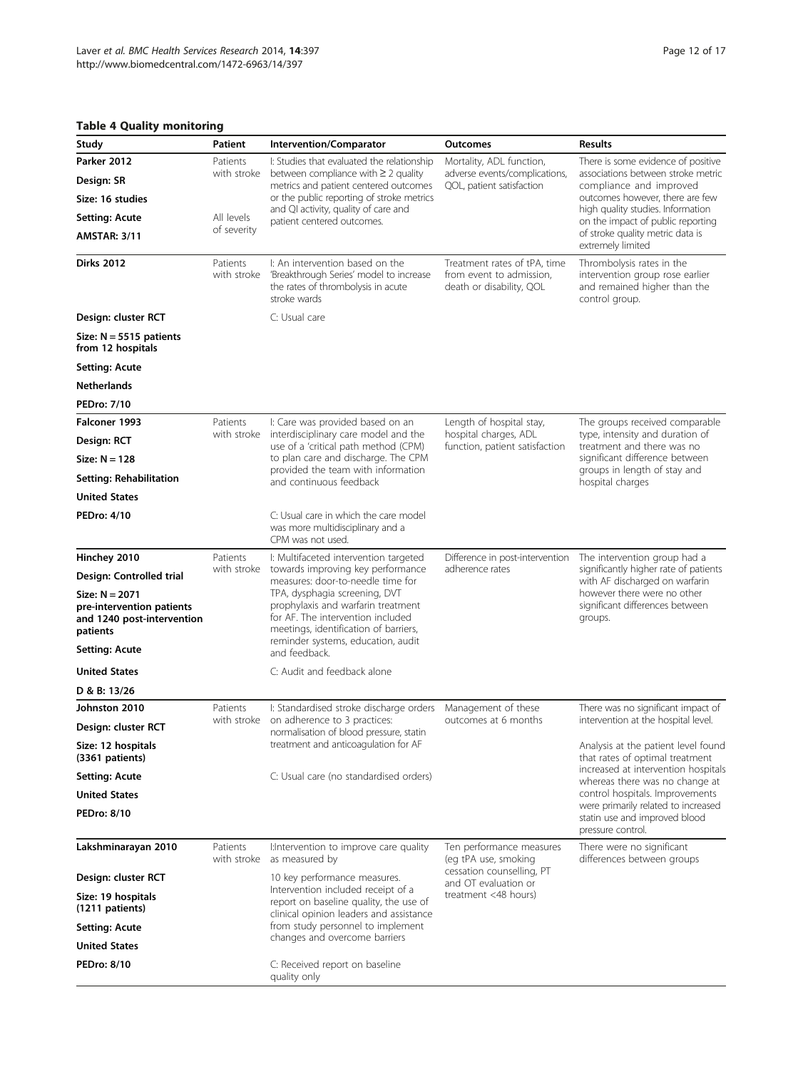**Table 4 Quality monitoring**

| Study | Patient | Intervention/Comparator | Outcomes | Results |
|---|---|---|---|---|
| **Parker 2012**<br>**Design: SR**<br>**Size: 16 studies**<br>**Setting: Acute**<br>**AMSTAR: 3/11** | Patients with stroke<br>All levels of severity | I: Studies that evaluated the relationship between compliance with ≥ 2 quality metrics and patient centered outcomes or the public reporting of stroke metrics and QI activity, quality of care and patient centered outcomes. | Mortality, ADL function, adverse events/complications, QOL, patient satisfaction | There is some evidence of positive associations between stroke metric compliance and improved outcomes however, there are few high quality studies. Information on the impact of public reporting of stroke quality metric data is extremely limited |
| **Dirks 2012**<br>**Design: cluster RCT**<br>**Size: N = 5515 patients from 12 hospitals**<br>**Setting: Acute**<br>**Netherlands**<br>**PEDro: 7/10** | Patients with stroke | I: An intervention based on the 'Breakthrough Series' model to increase the rates of thrombolysis in acute stroke wards<br>C: Usual care | Treatment rates of tPA, time from event to admission, death or disability, QOL | Thrombolysis rates in the intervention group rose earlier and remained higher than the control group. |
| **Falconer 1993**<br>**Design: RCT**<br>**Size: N = 128**<br>**Setting: Rehabilitation**<br>**United States**<br>**PEDro: 4/10** | Patients with stroke | I: Care was provided based on an interdisciplinary care model and the use of a 'critical path method (CPM) to plan care and discharge. The CPM provided the team with information and continuous feedback<br>C: Usual care in which the care model was more multidisciplinary and a CPM was not used. | Length of hospital stay, hospital charges, ADL function, patient satisfaction | The groups received comparable type, intensity and duration of treatment and there was no significant difference between groups in length of stay and hospital charges |
| **Hinchey 2010**<br>**Design: Controlled trial**<br>**Size: N = 2071 pre-intervention patients and 1240 post-intervention patients**<br>**Setting: Acute**<br>**United States**<br>**D & B: 13/26** | Patients with stroke | I: Multifaceted intervention targeted towards improving key performance measures: door-to-needle time for TPA, dysphagia screening, DVT prophylaxis and warfarin treatment for AF. The intervention included meetings, identification of barriers, reminder systems, education, audit and feedback.<br>C: Audit and feedback alone | Difference in post-intervention adherence rates | The intervention group had a significantly higher rate of patients with AF discharged on warfarin however there were no other significant differences between groups. |
| **Johnston 2010**<br>**Design: cluster RCT**<br>**Size: 12 hospitals (3361 patients)**<br>**Setting: Acute**<br>**United States**<br>**PEDro: 8/10** | Patients with stroke | I: Standardised stroke discharge orders on adherence to 3 practices: normalisation of blood pressure, statin treatment and anticoagulation for AF<br>C: Usual care (no standardised orders) | Management of these outcomes at 6 months | There was no significant impact of intervention at the hospital level.<br>Analysis at the patient level found that rates of optimal treatment increased at intervention hospitals whereas there was no change at control hospitals. Improvements were primarily related to increased statin use and improved blood pressure control. |
| **Lakshminarayan 2010**<br>**Design: cluster RCT**<br>**Size: 19 hospitals (1211 patients)**<br>**Setting: Acute**<br>**United States**<br>**PEDro: 8/10** | Patients with stroke | I:Intervention to improve care quality as measured by 10 key performance measures. Intervention included receipt of a report on baseline quality, the use of clinical opinion leaders and assistance from study personnel to implement changes and overcome barriers<br>C: Received report on baseline quality only | Ten performance measures (eg tPA use, smoking cessation counselling, PT and OT evaluation or treatment <48 hours) | There were no significant differences between groups |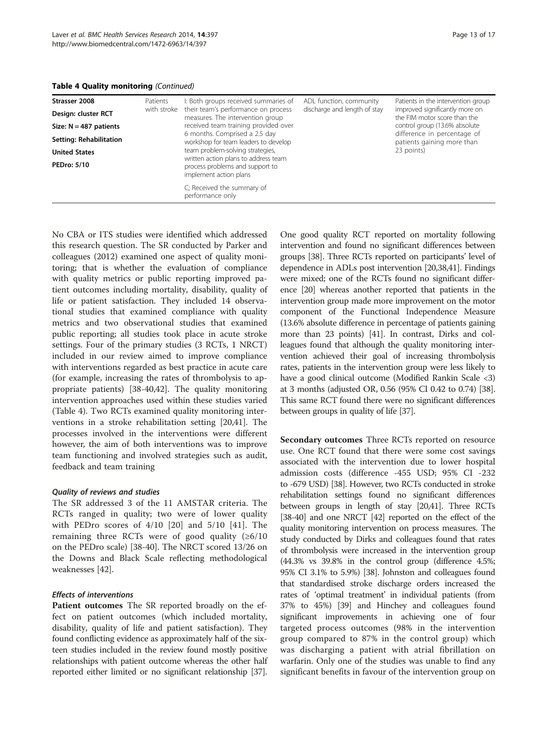**Table 4 Quality monitoring** *(Continued)*

| | | | | |
|---|---|---|---|---|
| **Strasser 2008**<br>**Design: cluster RCT**<br>**Size: N = 487 patients**<br>**Setting: Rehabilitation**<br>**United States**<br>**PEDro: 5/10** | Patients with stroke | I: Both groups received summaries of their team's performance on process measures. The intervention group received team training provided over 6 months. Comprised a 2.5 day workshop for team leaders to develop team problem-solving strategies, written action plans to address team process problems and support to implement action plans<br><br>C; Received the summary of performance only | ADL function, community discharge and length of stay | Patients in the intervention group improved significantly more on the FIM motor score than the control group (13.6% absolute difference in percentage of patients gaining more than 23 points) |

No CBA or ITS studies were identified which addressed this research question. The SR conducted by Parker and colleagues (2012) examined one aspect of quality monitoring; that is whether the evaluation of compliance with quality metrics or public reporting improved patient outcomes including mortality, disability, quality of life or patient satisfaction. They included 14 observational studies that examined compliance with quality metrics and two observational studies that examined public reporting; all studies took place in acute stroke settings. Four of the primary studies (3 RCTs, 1 NRCT) included in our review aimed to improve compliance with interventions regarded as best practice in acute care (for example, increasing the rates of thrombolysis to appropriate patients) [38-40,42]. The quality monitoring intervention approaches used within these studies varied (Table 4). Two RCTs examined quality monitoring interventions in a stroke rehabilitation setting [20,41]. The processes involved in the interventions were different however, the aim of both interventions was to improve team functioning and involved strategies such as audit, feedback and team training

#### *Quality of reviews and studies*

The SR addressed 3 of the 11 AMSTAR criteria. The RCTs ranged in quality; two were of lower quality with PEDro scores of 4/10 [20] and 5/10 [41]. The remaining three RCTs were of good quality (≥6/10 on the PEDro scale) [38-40]. The NRCT scored 13/26 on the Downs and Black Scale reflecting methodological weaknesses [42].

#### *Effects of interventions*

**Patient outcomes** The SR reported broadly on the effect on patient outcomes (which included mortality, disability, quality of life and patient satisfaction). They found conflicting evidence as approximately half of the sixteen studies included in the review found mostly positive relationships with patient outcome whereas the other half reported either limited or no significant relationship [37]. One good quality RCT reported on mortality following intervention and found no significant differences between groups [38]. Three RCTs reported on participants' level of dependence in ADLs post intervention [20,38,41]. Findings were mixed; one of the RCTs found no significant difference [20] whereas another reported that patients in the intervention group made more improvement on the motor component of the Functional Independence Measure (13.6% absolute difference in percentage of patients gaining more than 23 points) [41]. In contrast, Dirks and colleagues found that although the quality monitoring intervention achieved their goal of increasing thrombolysis rates, patients in the intervention group were less likely to have a good clinical outcome (Modified Rankin Scale <3) at 3 months (adjusted OR, 0.56 (95% CI 0.42 to 0.74) [38]. This same RCT found there were no significant differences between groups in quality of life [37].

**Secondary outcomes** Three RCTs reported on resource use. One RCT found that there were some cost savings associated with the intervention due to lower hospital admission costs (difference -455 USD; 95% CI -232 to -679 USD) [38]. However, two RCTs conducted in stroke rehabilitation settings found no significant differences between groups in length of stay [20,41]. Three RCTs [38-40] and one NRCT [42] reported on the effect of the quality monitoring intervention on process measures. The study conducted by Dirks and colleagues found that rates of thrombolysis were increased in the intervention group (44.3% vs 39.8% in the control group (difference 4.5%; 95% CI 3.1% to 5.9%) [38]. Johnston and colleagues found that standardised stroke discharge orders increased the rates of 'optimal treatment' in individual patients (from 37% to 45%) [39] and Hinchey and colleagues found significant improvements in achieving one of four targeted process outcomes (98% in the intervention group compared to 87% in the control group) which was discharging a patient with atrial fibrillation on warfarin. Only one of the studies was unable to find any significant benefits in favour of the intervention group on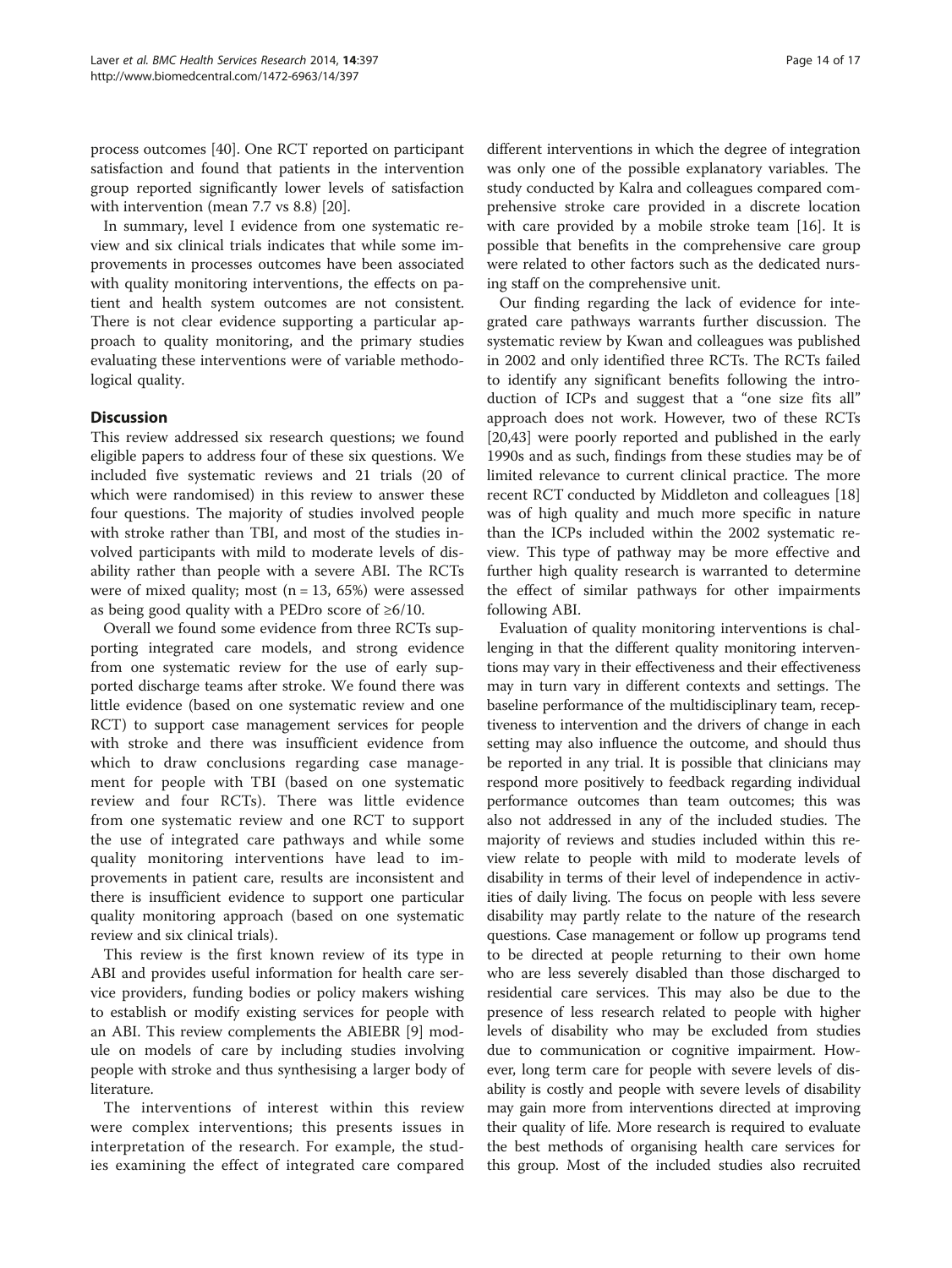process outcomes [40]. One RCT reported on participant satisfaction and found that patients in the intervention group reported significantly lower levels of satisfaction with intervention (mean 7.7 vs 8.8) [20].

In summary, level I evidence from one systematic review and six clinical trials indicates that while some improvements in processes outcomes have been associated with quality monitoring interventions, the effects on patient and health system outcomes are not consistent. There is not clear evidence supporting a particular approach to quality monitoring, and the primary studies evaluating these interventions were of variable methodological quality.

## Discussion

This review addressed six research questions; we found eligible papers to address four of these six questions. We included five systematic reviews and 21 trials (20 of which were randomised) in this review to answer these four questions. The majority of studies involved people with stroke rather than TBI, and most of the studies involved participants with mild to moderate levels of disability rather than people with a severe ABI. The RCTs were of mixed quality; most (n = 13, 65%) were assessed as being good quality with a PEDro score of ≥6/10.

Overall we found some evidence from three RCTs supporting integrated care models, and strong evidence from one systematic review for the use of early supported discharge teams after stroke. We found there was little evidence (based on one systematic review and one RCT) to support case management services for people with stroke and there was insufficient evidence from which to draw conclusions regarding case management for people with TBI (based on one systematic review and four RCTs). There was little evidence from one systematic review and one RCT to support the use of integrated care pathways and while some quality monitoring interventions have lead to improvements in patient care, results are inconsistent and there is insufficient evidence to support one particular quality monitoring approach (based on one systematic review and six clinical trials).

This review is the first known review of its type in ABI and provides useful information for health care service providers, funding bodies or policy makers wishing to establish or modify existing services for people with an ABI. This review complements the ABIEBR [9] module on models of care by including studies involving people with stroke and thus synthesising a larger body of literature.

The interventions of interest within this review were complex interventions; this presents issues in interpretation of the research. For example, the studies examining the effect of integrated care compared different interventions in which the degree of integration was only one of the possible explanatory variables. The study conducted by Kalra and colleagues compared comprehensive stroke care provided in a discrete location with care provided by a mobile stroke team [16]. It is possible that benefits in the comprehensive care group were related to other factors such as the dedicated nursing staff on the comprehensive unit.

Our finding regarding the lack of evidence for integrated care pathways warrants further discussion. The systematic review by Kwan and colleagues was published in 2002 and only identified three RCTs. The RCTs failed to identify any significant benefits following the introduction of ICPs and suggest that a "one size fits all" approach does not work. However, two of these RCTs [20,43] were poorly reported and published in the early 1990s and as such, findings from these studies may be of limited relevance to current clinical practice. The more recent RCT conducted by Middleton and colleagues [18] was of high quality and much more specific in nature than the ICPs included within the 2002 systematic review. This type of pathway may be more effective and further high quality research is warranted to determine the effect of similar pathways for other impairments following ABI.

Evaluation of quality monitoring interventions is challenging in that the different quality monitoring interventions may vary in their effectiveness and their effectiveness may in turn vary in different contexts and settings. The baseline performance of the multidisciplinary team, receptiveness to intervention and the drivers of change in each setting may also influence the outcome, and should thus be reported in any trial. It is possible that clinicians may respond more positively to feedback regarding individual performance outcomes than team outcomes; this was also not addressed in any of the included studies. The majority of reviews and studies included within this review relate to people with mild to moderate levels of disability in terms of their level of independence in activities of daily living. The focus on people with less severe disability may partly relate to the nature of the research questions. Case management or follow up programs tend to be directed at people returning to their own home who are less severely disabled than those discharged to residential care services. This may also be due to the presence of less research related to people with higher levels of disability who may be excluded from studies due to communication or cognitive impairment. However, long term care for people with severe levels of disability is costly and people with severe levels of disability may gain more from interventions directed at improving their quality of life. More research is required to evaluate the best methods of organising health care services for this group. Most of the included studies also recruited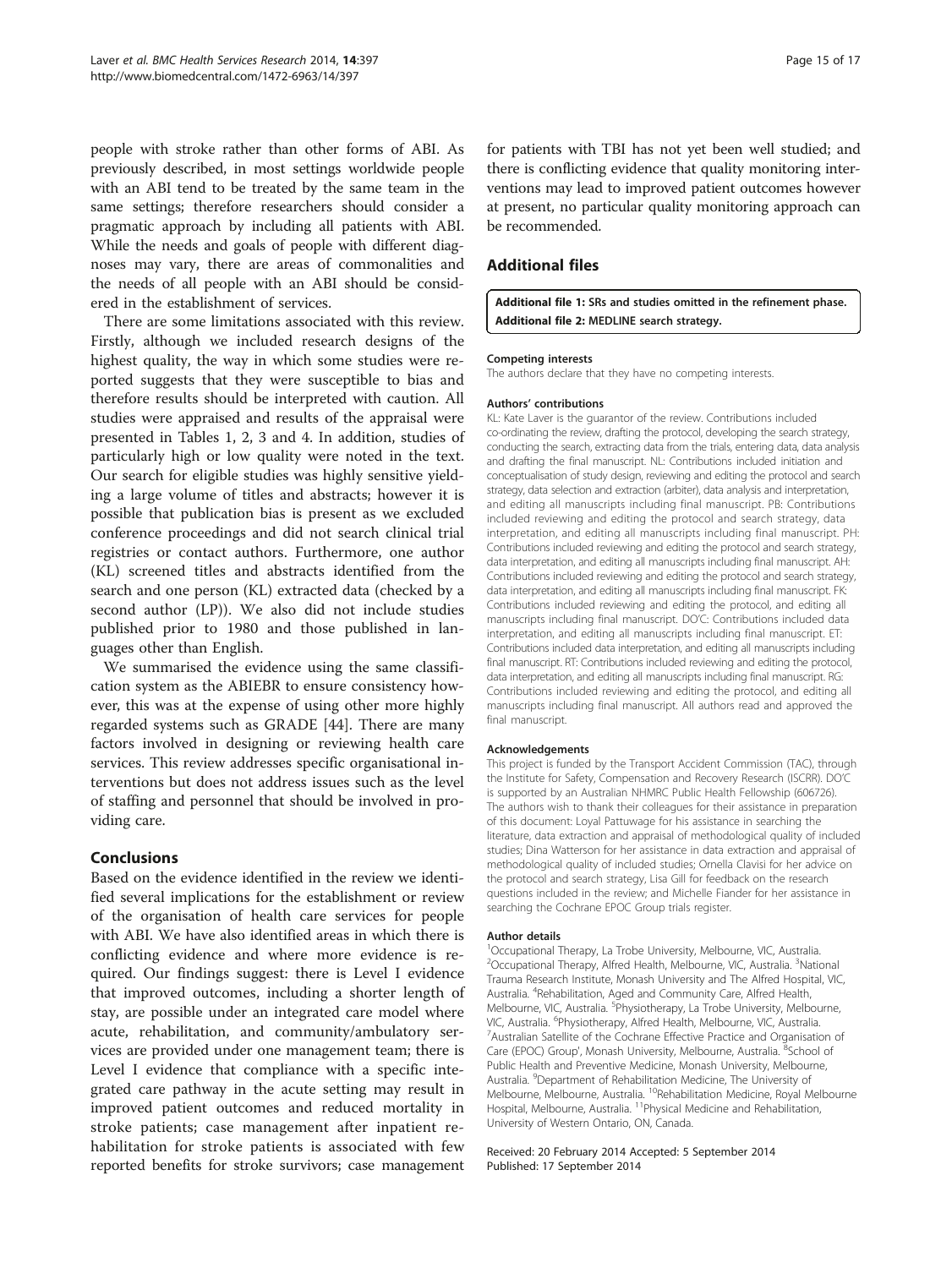people with stroke rather than other forms of ABI. As previously described, in most settings worldwide people with an ABI tend to be treated by the same team in the same settings; therefore researchers should consider a pragmatic approach by including all patients with ABI. While the needs and goals of people with different diagnoses may vary, there are areas of commonalities and the needs of all people with an ABI should be considered in the establishment of services.

There are some limitations associated with this review. Firstly, although we included research designs of the highest quality, the way in which some studies were reported suggests that they were susceptible to bias and therefore results should be interpreted with caution. All studies were appraised and results of the appraisal were presented in Tables 1, 2, 3 and 4. In addition, studies of particularly high or low quality were noted in the text. Our search for eligible studies was highly sensitive yielding a large volume of titles and abstracts; however it is possible that publication bias is present as we excluded conference proceedings and did not search clinical trial registries or contact authors. Furthermore, one author (KL) screened titles and abstracts identified from the search and one person (KL) extracted data (checked by a second author (LP)). We also did not include studies published prior to 1980 and those published in languages other than English.

We summarised the evidence using the same classification system as the ABIEBR to ensure consistency however, this was at the expense of using other more highly regarded systems such as GRADE [44]. There are many factors involved in designing or reviewing health care services. This review addresses specific organisational interventions but does not address issues such as the level of staffing and personnel that should be involved in providing care.

## Conclusions

Based on the evidence identified in the review we identified several implications for the establishment or review of the organisation of health care services for people with ABI. We have also identified areas in which there is conflicting evidence and where more evidence is required. Our findings suggest: there is Level I evidence that improved outcomes, including a shorter length of stay, are possible under an integrated care model where acute, rehabilitation, and community/ambulatory services are provided under one management team; there is Level I evidence that compliance with a specific integrated care pathway in the acute setting may result in improved patient outcomes and reduced mortality in stroke patients; case management after inpatient rehabilitation for stroke patients is associated with few reported benefits for stroke survivors; case management for patients with TBI has not yet been well studied; and there is conflicting evidence that quality monitoring interventions may lead to improved patient outcomes however at present, no particular quality monitoring approach can be recommended.

## Additional files

**Additional file 1:** SRs and studies omitted in the refinement phase.

**Additional file 2:** MEDLINE search strategy.

#### Competing interests

The authors declare that they have no competing interests.

#### Authors' contributions

KL: Kate Laver is the guarantor of the review. Contributions included co-ordinating the review, drafting the protocol, developing the search strategy, conducting the search, extracting data from the trials, entering data, data analysis and drafting the final manuscript. NL: Contributions included initiation and conceptualisation of study design, reviewing and editing the protocol and search strategy, data selection and extraction (arbiter), data analysis and interpretation, and editing all manuscripts including final manuscript. PB: Contributions included reviewing and editing the protocol and search strategy, data interpretation, and editing all manuscripts including final manuscript. PH: Contributions included reviewing and editing the protocol and search strategy, data interpretation, and editing all manuscripts including final manuscript. AH: Contributions included reviewing and editing the protocol and search strategy, data interpretation, and editing all manuscripts including final manuscript. FK: Contributions included reviewing and editing the protocol, and editing all manuscripts including final manuscript. DO'C: Contributions included data interpretation, and editing all manuscripts including final manuscript. ET: Contributions included data interpretation, and editing all manuscripts including final manuscript. RT: Contributions included reviewing and editing the protocol, data interpretation, and editing all manuscripts including final manuscript. RG: Contributions included reviewing and editing the protocol, and editing all manuscripts including final manuscript. All authors read and approved the final manuscript.

#### Acknowledgements

This project is funded by the Transport Accident Commission (TAC), through the Institute for Safety, Compensation and Recovery Research (ISCRR). DO'C is supported by an Australian NHMRC Public Health Fellowship (606726). The authors wish to thank their colleagues for their assistance in preparation of this document: Loyal Pattuwage for his assistance in searching the literature, data extraction and appraisal of methodological quality of included studies; Dina Watterson for her assistance in data extraction and appraisal of methodological quality of included studies; Ornella Clavisi for her advice on the protocol and search strategy, Lisa Gill for feedback on the research questions included in the review; and Michelle Fiander for her assistance in searching the Cochrane EPOC Group trials register.

#### Author details

[1]Occupational Therapy, La Trobe University, Melbourne, VIC, Australia. [2]Occupational Therapy, Alfred Health, Melbourne, VIC, Australia. [3]National Trauma Research Institute, Monash University and The Alfred Hospital, VIC, Australia. [4]Rehabilitation, Aged and Community Care, Alfred Health, Melbourne, VIC, Australia. [5]Physiotherapy, La Trobe University, Melbourne, VIC, Australia. [6]Physiotherapy, Alfred Health, Melbourne, VIC, Australia. [7]Australian Satellite of the Cochrane Effective Practice and Organisation of Care (EPOC) Group', Monash University, Melbourne, Australia. [8]School of Public Health and Preventive Medicine, Monash University, Melbourne, Australia. [9]Department of Rehabilitation Medicine, The University of Melbourne, Melbourne, Australia. [10]Rehabilitation Medicine, Royal Melbourne Hospital, Melbourne, Australia. [11]Physical Medicine and Rehabilitation, University of Western Ontario, ON, Canada.

Received: 20 February 2014 Accepted: 5 September 2014
Published: 17 September 2014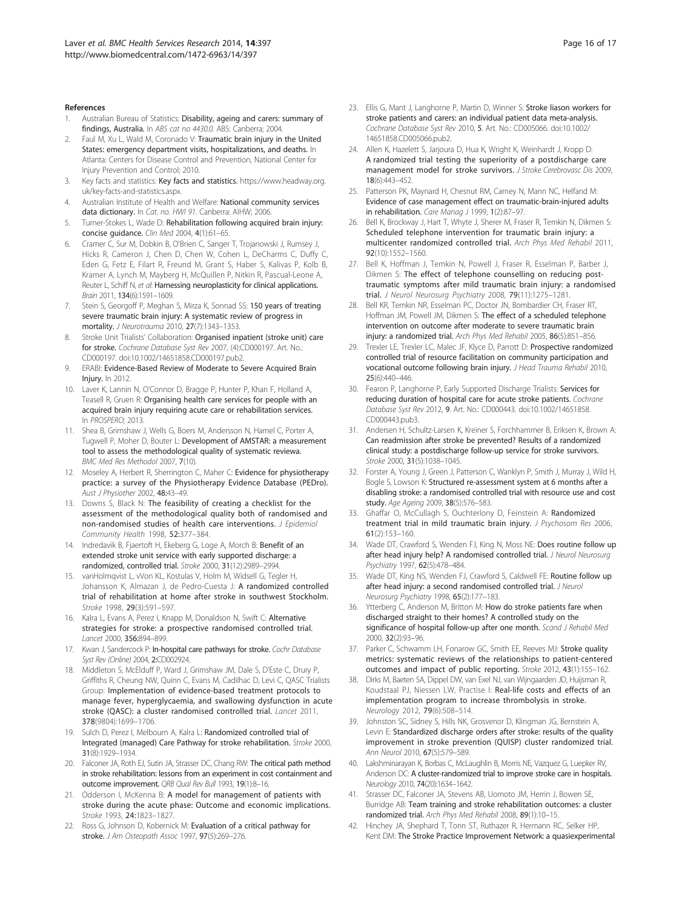#### References

1. Australian Bureau of Statistics: **Disability, ageing and carers: summary of findings, Australia.** In *ABS cat no 4430.0*. ABS: Canberra; 2004.
2. Faul M, Xu L, Wald M, Coronado V: **Traumatic brain injury in the United States: emergency department visits, hospitalizations, and deaths.** In Atlanta: Centers for Disease Control and Prevention, National Center for Injury Prevention and Control; 2010.
3. Key facts and statistics: **Key facts and statistics.** https://www.headway.org.uk/key-facts-and-statistics.aspx.
4. Australian Institute of Health and Welfare: **National community services data dictionary.** In *Cat. no. HWI 91*. Canberra: AIHW; 2006.
5. Turner-Stokes L, Wade D: **Rehabilitation following acquired brain injury: concise guidance.** *Clin Med* 2004, **4**(1):61–65.
6. Cramer C, Sur M, Dobkin B, O'Brien C, Sanger T, Trojanowski J, Rumsey J, Hicks R, Cameron J, Chen D, Chen W, Cohen L, DeCharms C, Duffy C, Eden G, Fetz E, Filart R, Freund M, Grant S, Haber S, Kalivas P, Kolb B, Kramer A, Lynch M, Mayberg H, McQuillen P, Nitkin R, Pascual-Leone A, Reuter L, Schiff N, *et al*: **Harnessing neuroplasticity for clinical applications.** *Brain* 2011, **134**(6):1591–1609.
7. Stein S, Georgoff P, Meghan S, Mirza K, Sonnad SS: **150 years of treating severe traumatic brain injury: A systematic review of progress in mortality.** *J Neurotrauma* 2010, **27**(7):1343–1353.
8. Stroke Unit Trialists' Collaboration: **Organised inpatient (stroke unit) care for stroke.** *Cochrane Database Syst Rev* 2007, (4):CD000197. Art. No.: CD000197. doi:10.1002/14651858.CD000197.pub2.
9. ERABI: **Evidence-Based Review of Moderate to Severe Acquired Brain Injury.** In 2012.
10. Laver K, Lannin N, O'Connor D, Bragge P, Hunter P, Khan F, Holland A, Teasell R, Gruen R: **Organising health care services for people with an acquired brain injury requiring acute care or rehabilitation services.** In *PROSPERO*; 2013.
11. Shea B, Grimshaw J, Wells G, Boers M, Andersson N, Hamel C, Porter A, Tugwell P, Moher D, Bouter L: **Development of AMSTAR: a measurement tool to assess the methodological quality of systematic reviewa.** *BMC Med Res Methodol* 2007, **7**(10).
12. Moseley A, Herbert R, Sherrington C, Maher C: **Evidence for physiotherapy practice: a survey of the Physiotherapy Evidence Database (PEDro).** *Aust J Physiother* 2002, **48**:43–49.
13. Downs S, Black N: **The feasibility of creating a checklist for the assessment of the methodological quality both of randomised and non-randomised studies of health care interventions.** *J Epidemiol Community Health* 1998, **52**:377–384.
14. Indredavik B, Fjaertoft H, Ekeberg G, Loge A, Morch B: **Benefit of an extended stroke unit service with early supported discharge: a randomized, controlled trial.** *Stroke* 2000, **31**(12):2989–2994.
15. vanHolmqvist L, vVon KL, Kostulas V, Holm M, Widsell G, Tegler H, Johansson K, Almazan J, de Pedro-Cuesta J: **A randomized controlled trial of rehabilitation at home after stroke in southwest Stockholm.** *Stroke* 1998, **29**(3):591–597.
16. Kalra L, Evans A, Perez I, Knapp M, Donaldson N, Swift C: **Alternative strategies for stroke: a prospective randomised controlled trial.** *Lancet* 2000, **356**:894–899.
17. Kwan J, Sandercock P: **In-hospital care pathways for stroke.** *Cochr Database Syst Rev (Online)* 2004, **2**:CD002924.
18. Middleton S, McElduff P, Ward J, Grimshaw JM, Dale S, D'Este C, Drury P, Griffiths R, Cheung NW, Quinn C, Evans M, Cadilhac D, Levi C, QASC Trialists Group: **Implementation of evidence-based treatment protocols to manage fever, hyperglycaemia, and swallowing dysfunction in acute stroke (QASC): a cluster randomised controlled trial.** *Lancet* 2011, **378**(9804):1699–1706.
19. Sulch D, Perez I, Melbourn A, Kalra L: **Randomized controlled trial of Integrated (managed) Care Pathway for stroke rehabilitation.** *Stroke* 2000, **31**(8):1929–1934.
20. Falconer JA, Roth EJ, Sutin JA, Strasser DC, Chang RW: **The critical path method in stroke rehabilitation: lessons from an experiment in cost containment and outcome improvement.** *QRB Qual Rev Bull* 1993, **19**(1):8–16.
21. Odderson I, McKenna B: **A model for management of patients with stroke during the acute phase: Outcome and economic implications.** *Stroke* 1993, **24**:1823–1827.
22. Ross G, Johnson D, Kobernick M: **Evaluation of a critical pathway for stroke.** *J Am Osteopath Assoc* 1997, **97**(5):269–276.
23. Ellis G, Mant J, Langhorne P, Martin D, Winner S: **Stroke liason workers for stroke patients and carers: an individual patient data meta-analysis.** *Cochrane Database Syst Rev* 2010, **5**. Art. No.: CD005066. doi:10.1002/14651858.CD005066.pub2.
24. Allen K, Hazelett S, Jarjoura D, Hua K, Wright K, Weinhardt J, Kropp D: **A randomized trial testing the superiority of a postdischarge care management model for stroke survivors.** *J Stroke Cerebrovasc Dis* 2009, **18**(6):443–452.
25. Patterson PK, Maynard H, Chesnut RM, Carney N, Mann NC, Helfand M: **Evidence of case management effect on traumatic-brain-injured adults in rehabilitation.** *Care Manag J* 1999, **1**(2):87–97.
26. Bell K, Brockway J, Hart T, Whyte J, Sherer M, Fraser R, Temkin N, Dikmen S: **Scheduled telephone intervention for traumatic brain injury: a multicenter randomized controlled trial.** *Arch Phys Med Rehabil* 2011, **92**(10):1552–1560.
27. Bell K, Hoffman J, Temkin N, Powell J, Fraser R, Esselman P, Barber J, Dikmen S: **The effect of telephone counselling on reducing post-traumatic symptoms after mild traumatic brain injury: a randomised trial.** *J Neurol Neurosurg Psychiatry* 2008, **79**(11):1275–1281.
28. Bell KR, Temkin NR, Esselman PC, Doctor JN, Bombardier CH, Fraser RT, Hoffman JM, Powell JM, Dikmen S: **The effect of a scheduled telephone intervention on outcome after moderate to severe traumatic brain injury: a randomized trial.** *Arch Phys Med Rehabil* 2005, **86**(5):851–856.
29. Trexler LE, Trexler LC, Malec JF, Klyce D, Parrott D: **Prospective randomized controlled trial of resource facilitation on community participation and vocational outcome following brain injury.** *J Head Trauma Rehabil* 2010, **25**(6):440–446.
30. Fearon P, Langhorne P, Early Supported Discharge Trialists: **Services for reducing duration of hospital care for acute stroke patients.** *Cochrane Database Syst Rev* 2012, **9**. Art. No.: CD000443. doi:10.1002/14651858.CD000443.pub3.
31. Andersen H, Schultz-Larsen K, Kreiner S, Forchhammer B, Eriksen K, Brown A: **Can readmission after stroke be prevented? Results of a randomized clinical study: a postdischarge follow-up service for stroke survivors.** *Stroke* 2000, **31**(5):1038–1045.
32. Forster A, Young J, Green J, Patterson C, Wanklyn P, Smith J, Murray J, Wild H, Bogle S, Lowson K: **Structured re-assessment system at 6 months after a disabling stroke: a randomised controlled trial with resource use and cost study.** *Age Ageing* 2009, **38**(5):576–583.
33. Ghaffar O, McCullagh S, Ouchterlony D, Feinstein A: **Randomized treatment trial in mild traumatic brain injury.** *J Psychosom Res* 2006, **61**(2):153–160.
34. Wade DT, Crawford S, Wenden FJ, King N, Moss NE: **Does routine follow up after head injury help? A randomised controlled trial.** *J Neurol Neurosurg Psychiatry* 1997, **62**(5):478–484.
35. Wade DT, King NS, Wenden FJ, Crawford S, Caldwell FE: **Routine follow up after head injury: a second randomised controlled trial.** *J Neurol Neurosurg Psychiatry* 1998, **65**(2):177–183.
36. Ytterberg C, Anderson M, Britton M: **How do stroke patients fare when discharged straight to their homes? A controlled study on the significance of hospital follow-up after one month.** *Scand J Rehabil Med* 2000, **32**(2):93–96.
37. Parker C, Schwamm LH, Fonarow GC, Smith EE, Reeves MJ: **Stroke quality metrics: systematic reviews of the relationships to patient-centered outcomes and impact of public reporting.** *Stroke* 2012, **43**(1):155–162.
38. Dirks M, Baeten SA, Dippel DW, van Exel NJ, van Wijngaarden JD, Huijsman R, Koudstaal PJ, Niessen LW, Practise I: **Real-life costs and effects of an implementation program to increase thrombolysis in stroke.** *Neurology* 2012, **79**(6):508–514.
39. Johnston SC, Sidney S, Hills NK, Grosvenor D, Klingman JG, Bernstein A, Levin E: **Standardized discharge orders after stroke: results of the quality improvement in stroke prevention (QUISP) cluster randomized trial.** *Ann Neurol* 2010, **67**(5):579–589.
40. Lakshminarayan K, Borbas C, McLaughlin B, Morris NE, Vazquez G, Luepker RV, Anderson DC: **A cluster-randomized trial to improve stroke care in hospitals.** *Neurology* 2010, **74**(20):1634–1642.
41. Strasser DC, Falconer JA, Stevens AB, Uomoto JM, Herrin J, Bowen SE, Burridge AB: **Team training and stroke rehabilitation outcomes: a cluster randomized trial.** *Arch Phys Med Rehabil* 2008, **89**(1):10–15.
42. Hinchey JA, Shephard T, Tonn ST, Ruthazer R, Hermann RC, Selker HP, Kent DM: **The Stroke Practice Improvement Network: a quasiexperimental**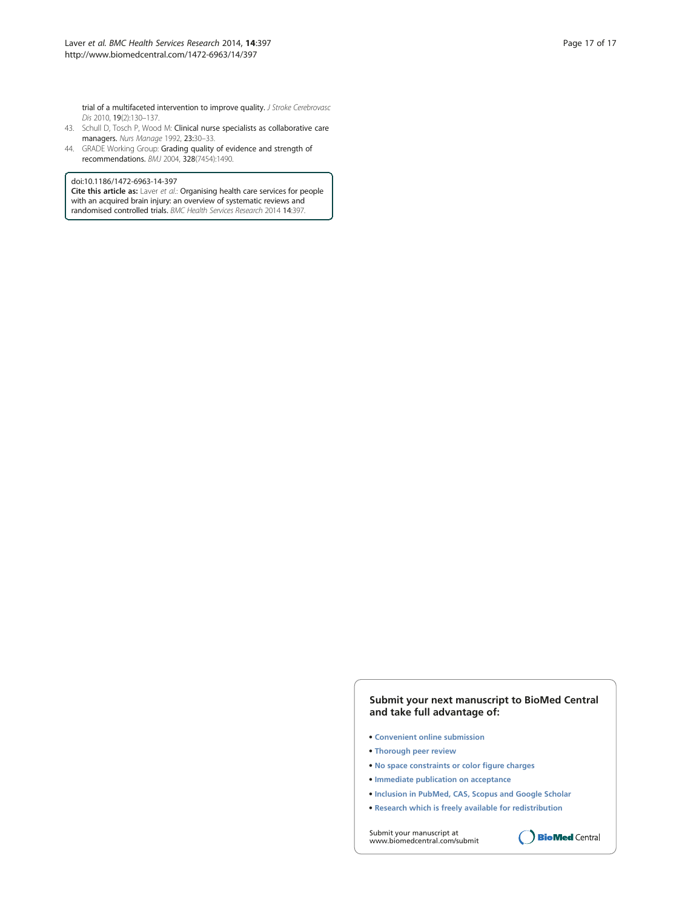trial of a multifaceted intervention to improve quality. *J Stroke Cerebrovasc Dis* 2010, **19**(2):130–137.

43. Schull D, Tosch P, Wood M: Clinical nurse specialists as collaborative care managers. *Nurs Manage* 1992, **23**:30–33.
44. GRADE Working Group: Grading quality of evidence and strength of recommendations. *BMJ* 2004, **328**(7454):1490.

doi:10.1186/1472-6963-14-397

**Cite this article as:** Laver *et al.*: Organising health care services for people with an acquired brain injury: an overview of systematic reviews and randomised controlled trials. *BMC Health Services Research* 2014 **14**:397.

**Submit your next manuscript to BioMed Central and take full advantage of:**

- **Convenient online submission**
- **Thorough peer review**
- **No space constraints or color figure charges**
- **Immediate publication on acceptance**
- **Inclusion in PubMed, CAS, Scopus and Google Scholar**
- **Research which is freely available for redistribution**

Submit your manuscript at
www.biomedcentral.com/submit

BioMed Central